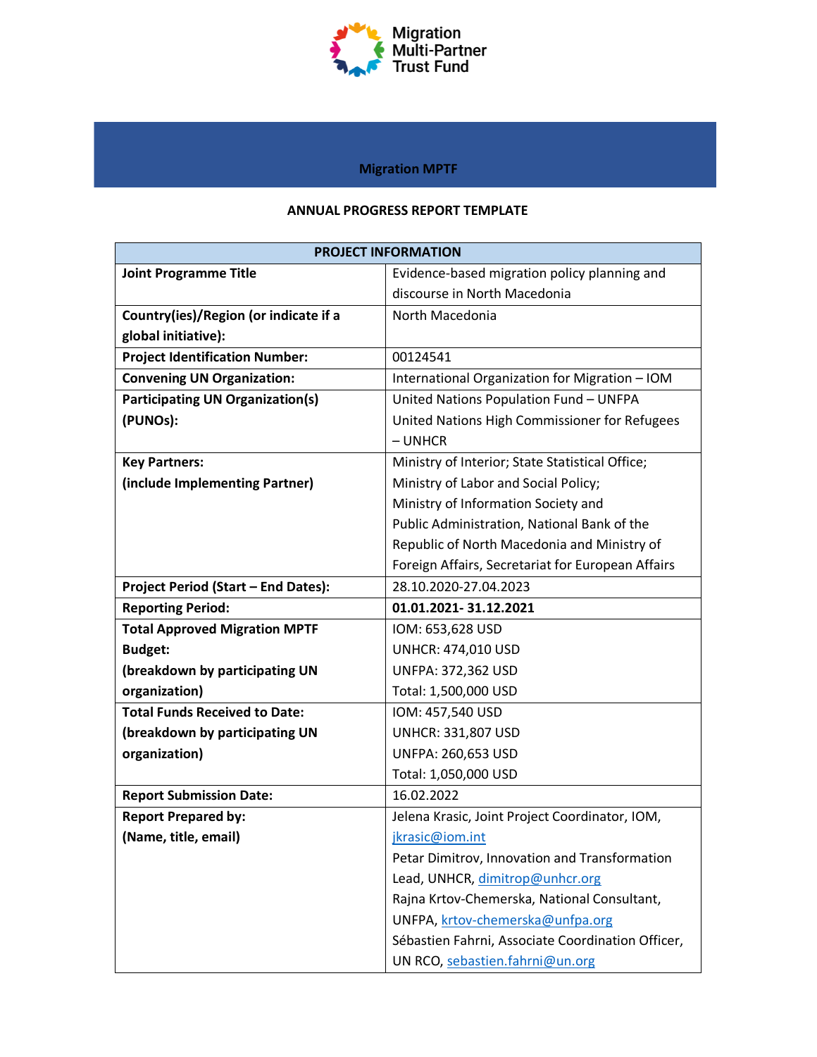Migration Multi-Partner Trust Fund

# Migration MPTF

## ANNUAL PROGRESS REPORT TEMPLATE

| PROJECT INFORMATION | |
|---|---|
| **Joint Programme Title** | Evidence-based migration policy planning and discourse in North Macedonia |
| **Country(ies)/Region (or indicate if a global initiative):** | North Macedonia |
| **Project Identification Number:** | 00124541 |
| **Convening UN Organization:** | International Organization for Migration – IOM |
| **Participating UN Organization(s) (PUNOs):** | United Nations Population Fund – UNFPA<br>United Nations High Commissioner for Refugees – UNHCR |
| **Key Partners:**<br>**(include Implementing Partner)** | Ministry of Interior; State Statistical Office; Ministry of Labor and Social Policy; Ministry of Information Society and Public Administration, National Bank of the Republic of North Macedonia and Ministry of Foreign Affairs, Secretariat for European Affairs |
| **Project Period (Start – End Dates):** | 28.10.2020-27.04.2023 |
| **Reporting Period:** | **01.01.2021- 31.12.2021** |
| **Total Approved Migration MPTF Budget:**<br>**(breakdown by participating UN organization)** | IOM: 653,628 USD<br>UNHCR: 474,010 USD<br>UNFPA: 372,362 USD<br>Total: 1,500,000 USD |
| **Total Funds Received to Date:**<br>**(breakdown by participating UN organization)** | IOM: 457,540 USD<br>UNHCR: 331,807 USD<br>UNFPA: 260,653 USD<br>Total: 1,050,000 USD |
| **Report Submission Date:** | 16.02.2022 |
| **Report Prepared by:**<br>**(Name, title, email)** | Jelena Krasic, Joint Project Coordinator, IOM, jkrasic@iom.int<br>Petar Dimitrov, Innovation and Transformation Lead, UNHCR, dimitrop@unhcr.org<br>Rajna Krtov-Chemerska, National Consultant, UNFPA, krtov-chemerska@unfpa.org<br>Sébastien Fahrni, Associate Coordination Officer, UN RCO, sebastien.fahrni@un.org |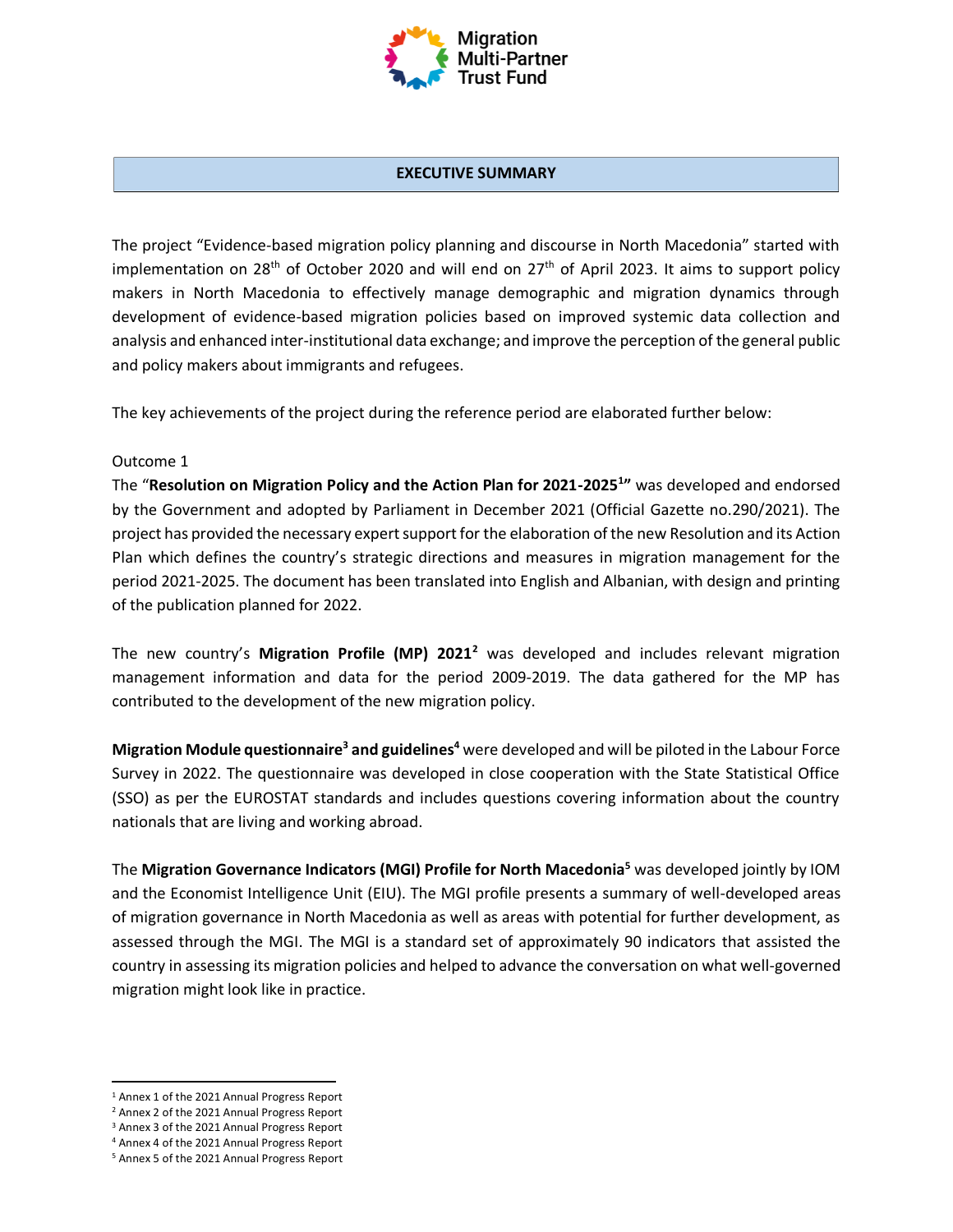## EXECUTIVE SUMMARY

The project "Evidence-based migration policy planning and discourse in North Macedonia" started with implementation on 28th of October 2020 and will end on 27th of April 2023. It aims to support policy makers in North Macedonia to effectively manage demographic and migration dynamics through development of evidence-based migration policies based on improved systemic data collection and analysis and enhanced inter-institutional data exchange; and improve the perception of the general public and policy makers about immigrants and refugees.

The key achievements of the project during the reference period are elaborated further below:

Outcome 1

The "**Resolution on Migration Policy and the Action Plan for 2021-2025**[1]**"** was developed and endorsed by the Government and adopted by Parliament in December 2021 (Official Gazette no.290/2021). The project has provided the necessary expert support for the elaboration of the new Resolution and its Action Plan which defines the country's strategic directions and measures in migration management for the period 2021-2025. The document has been translated into English and Albanian, with design and printing of the publication planned for 2022.

The new country's **Migration Profile (MP) 2021**[2] was developed and includes relevant migration management information and data for the period 2009-2019. The data gathered for the MP has contributed to the development of the new migration policy.

**Migration Module questionnaire**[3] **and guidelines**[4] were developed and will be piloted in the Labour Force Survey in 2022. The questionnaire was developed in close cooperation with the State Statistical Office (SSO) as per the EUROSTAT standards and includes questions covering information about the country nationals that are living and working abroad.

The **Migration Governance Indicators (MGI) Profile for North Macedonia**[5] was developed jointly by IOM and the Economist Intelligence Unit (EIU). The MGI profile presents a summary of well-developed areas of migration governance in North Macedonia as well as areas with potential for further development, as assessed through the MGI. The MGI is a standard set of approximately 90 indicators that assisted the country in assessing its migration policies and helped to advance the conversation on what well-governed migration might look like in practice.

---

[1] Annex 1 of the 2021 Annual Progress Report
[2] Annex 2 of the 2021 Annual Progress Report
[3] Annex 3 of the 2021 Annual Progress Report
[4] Annex 4 of the 2021 Annual Progress Report
[5] Annex 5 of the 2021 Annual Progress Report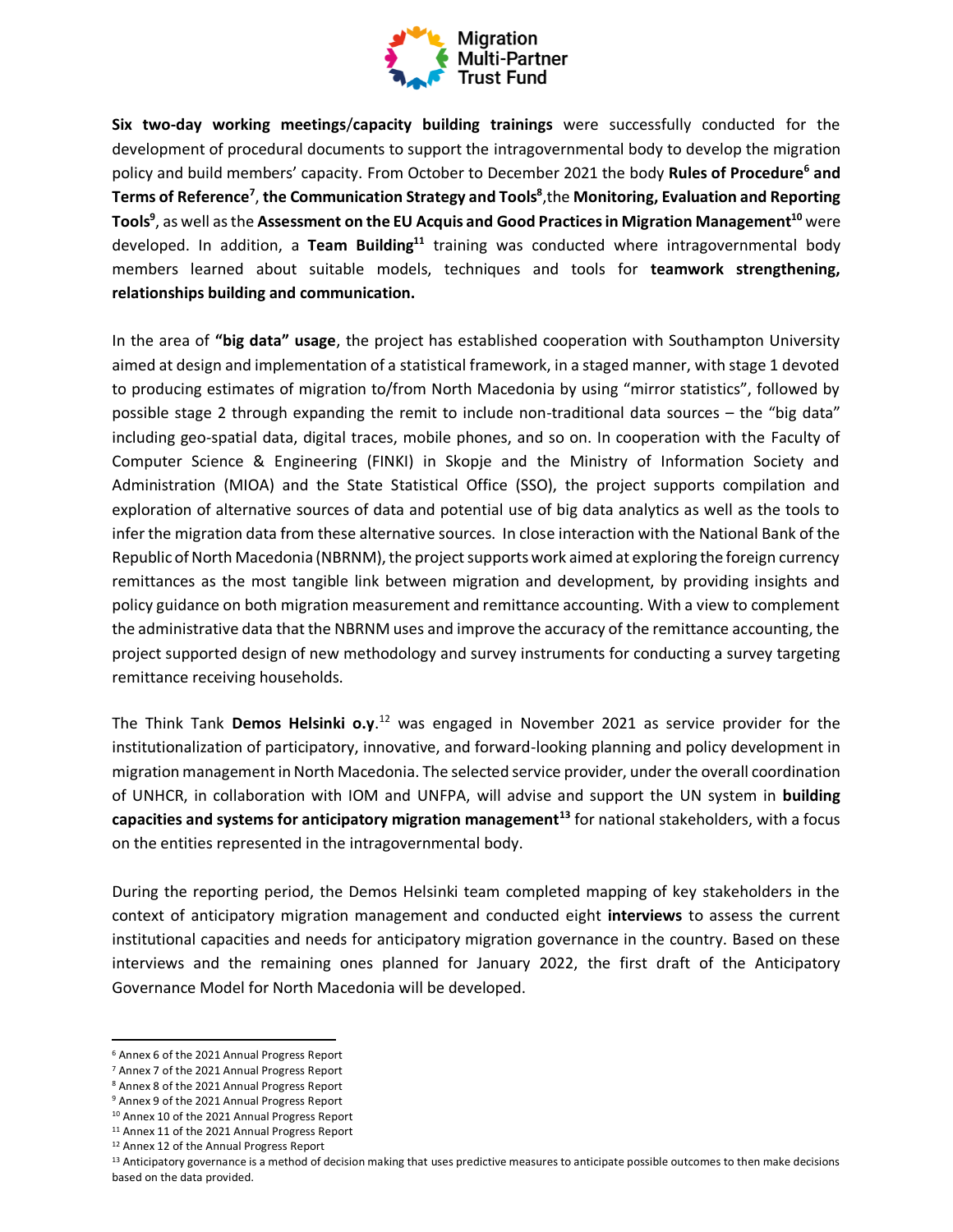**Six two-day working meetings**/**capacity building trainings** were successfully conducted for the development of procedural documents to support the intragovernmental body to develop the migration policy and build members' capacity. From October to December 2021 the body **Rules of Procedure**[6] **and Terms of Reference**[7], **the Communication Strategy and Tools**[8],the **Monitoring, Evaluation and Reporting Tools**[9], as well as the **Assessment on the EU Acquis and Good Practices in Migration Management**[10] were developed. In addition, a **Team Building**[11] training was conducted where intragovernmental body members learned about suitable models, techniques and tools for **teamwork strengthening, relationships building and communication.**

In the area of **"big data" usage**, the project has established cooperation with Southampton University aimed at design and implementation of a statistical framework, in a staged manner, with stage 1 devoted to producing estimates of migration to/from North Macedonia by using "mirror statistics", followed by possible stage 2 through expanding the remit to include non-traditional data sources – the "big data" including geo-spatial data, digital traces, mobile phones, and so on. In cooperation with the Faculty of Computer Science & Engineering (FINKI) in Skopje and the Ministry of Information Society and Administration (MIOA) and the State Statistical Office (SSO), the project supports compilation and exploration of alternative sources of data and potential use of big data analytics as well as the tools to infer the migration data from these alternative sources. In close interaction with the National Bank of the Republic of North Macedonia (NBRNM), the project supports work aimed at exploring the foreign currency remittances as the most tangible link between migration and development, by providing insights and policy guidance on both migration measurement and remittance accounting. With a view to complement the administrative data that the NBRNM uses and improve the accuracy of the remittance accounting, the project supported design of new methodology and survey instruments for conducting a survey targeting remittance receiving households.

The Think Tank **Demos Helsinki o.y**.[12] was engaged in November 2021 as service provider for the institutionalization of participatory, innovative, and forward-looking planning and policy development in migration management in North Macedonia. The selected service provider, under the overall coordination of UNHCR, in collaboration with IOM and UNFPA, will advise and support the UN system in **building capacities and systems for anticipatory migration management**[13] for national stakeholders, with a focus on the entities represented in the intragovernmental body.

During the reporting period, the Demos Helsinki team completed mapping of key stakeholders in the context of anticipatory migration management and conducted eight **interviews** to assess the current institutional capacities and needs for anticipatory migration governance in the country. Based on these interviews and the remaining ones planned for January 2022, the first draft of the Anticipatory Governance Model for North Macedonia will be developed.

---

[6] Annex 6 of the 2021 Annual Progress Report

[7] Annex 7 of the 2021 Annual Progress Report

[8] Annex 8 of the 2021 Annual Progress Report

[9] Annex 9 of the 2021 Annual Progress Report

[10] Annex 10 of the 2021 Annual Progress Report

[11] Annex 11 of the 2021 Annual Progress Report

[12] Annex 12 of the Annual Progress Report

[13] Anticipatory governance is a method of decision making that uses predictive measures to anticipate possible outcomes to then make decisions based on the data provided.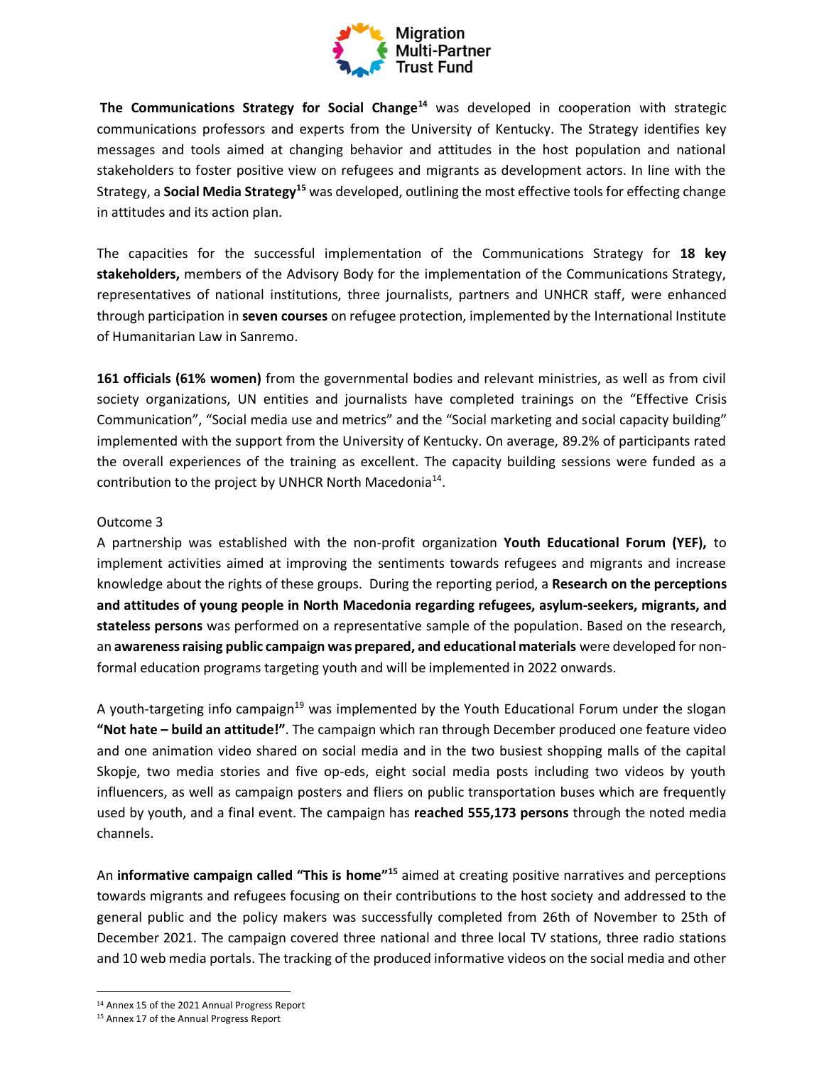**The Communications Strategy for Social Change**[14] was developed in cooperation with strategic communications professors and experts from the University of Kentucky. The Strategy identifies key messages and tools aimed at changing behavior and attitudes in the host population and national stakeholders to foster positive view on refugees and migrants as development actors. In line with the Strategy, a **Social Media Strategy**[15] was developed, outlining the most effective tools for effecting change in attitudes and its action plan.

The capacities for the successful implementation of the Communications Strategy for **18 key stakeholders,** members of the Advisory Body for the implementation of the Communications Strategy, representatives of national institutions, three journalists, partners and UNHCR staff, were enhanced through participation in **seven courses** on refugee protection, implemented by the International Institute of Humanitarian Law in Sanremo.

**161 officials (61% women)** from the governmental bodies and relevant ministries, as well as from civil society organizations, UN entities and journalists have completed trainings on the "Effective Crisis Communication", "Social media use and metrics" and the "Social marketing and social capacity building" implemented with the support from the University of Kentucky. On average, 89.2% of participants rated the overall experiences of the training as excellent. The capacity building sessions were funded as a contribution to the project by UNHCR North Macedonia[14].

Outcome 3

A partnership was established with the non-profit organization **Youth Educational Forum (YEF),** to implement activities aimed at improving the sentiments towards refugees and migrants and increase knowledge about the rights of these groups. During the reporting period, a **Research on the perceptions and attitudes of young people in North Macedonia regarding refugees, asylum-seekers, migrants, and stateless persons** was performed on a representative sample of the population. Based on the research, an **awareness raising public campaign was prepared, and educational materials** were developed for non-formal education programs targeting youth and will be implemented in 2022 onwards.

A youth-targeting info campaign[19] was implemented by the Youth Educational Forum under the slogan **"Not hate – build an attitude!"**. The campaign which ran through December produced one feature video and one animation video shared on social media and in the two busiest shopping malls of the capital Skopje, two media stories and five op-eds, eight social media posts including two videos by youth influencers, as well as campaign posters and fliers on public transportation buses which are frequently used by youth, and a final event. The campaign has **reached 555,173 persons** through the noted media channels.

An **informative campaign called "This is home"**[15] aimed at creating positive narratives and perceptions towards migrants and refugees focusing on their contributions to the host society and addressed to the general public and the policy makers was successfully completed from 26th of November to 25th of December 2021. The campaign covered three national and three local TV stations, three radio stations and 10 web media portals. The tracking of the produced informative videos on the social media and other

---

[14] Annex 15 of the 2021 Annual Progress Report

[15] Annex 17 of the Annual Progress Report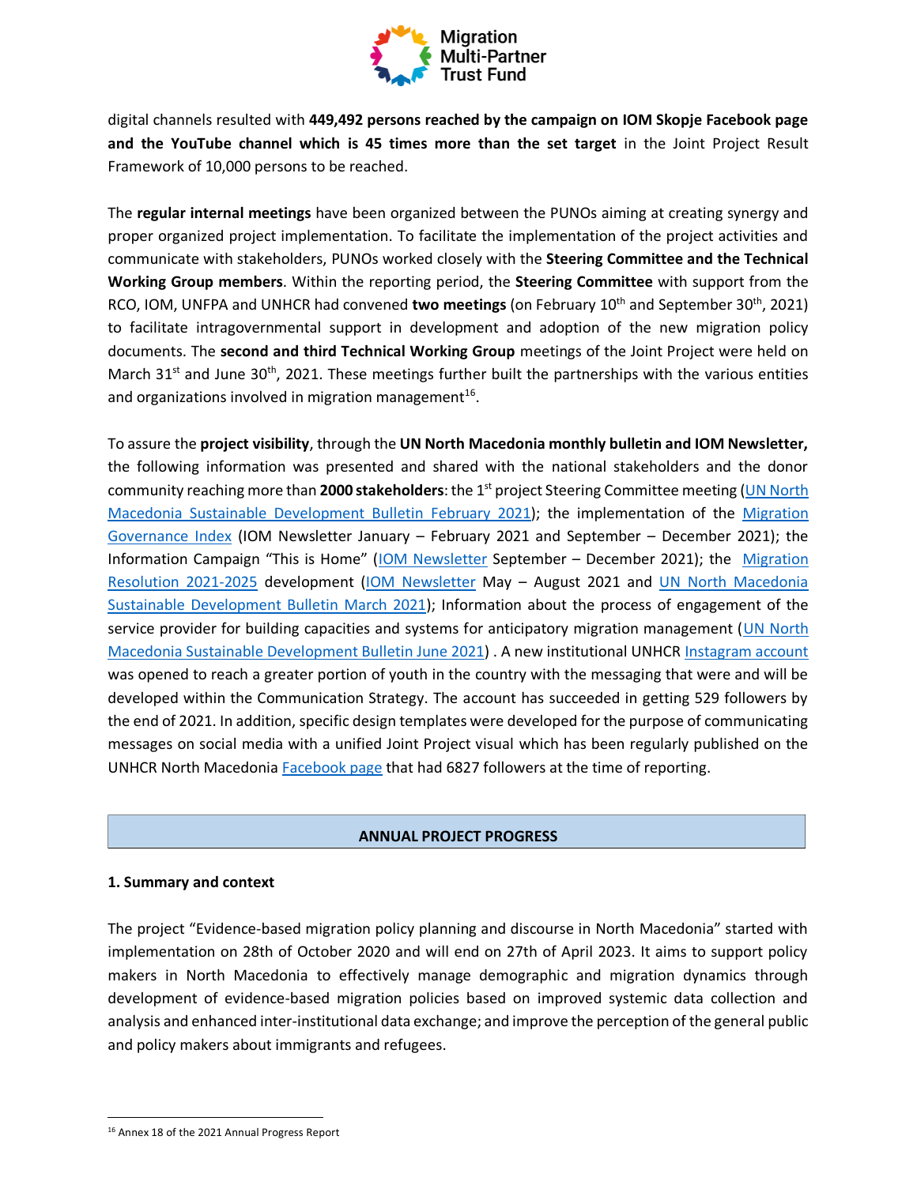digital channels resulted with **449,492 persons reached by the campaign on IOM Skopje Facebook page and the YouTube channel which is 45 times more than the set target** in the Joint Project Result Framework of 10,000 persons to be reached.

The **regular internal meetings** have been organized between the PUNOs aiming at creating synergy and proper organized project implementation. To facilitate the implementation of the project activities and communicate with stakeholders, PUNOs worked closely with the **Steering Committee and the Technical Working Group members**. Within the reporting period, the **Steering Committee** with support from the RCO, IOM, UNFPA and UNHCR had convened **two meetings** (on February 10th and September 30th, 2021) to facilitate intragovernmental support in development and adoption of the new migration policy documents. The **second and third Technical Working Group** meetings of the Joint Project were held on March 31st and June 30th, 2021. These meetings further built the partnerships with the various entities and organizations involved in migration management[16].

To assure the **project visibility**, through the **UN North Macedonia monthly bulletin and IOM Newsletter,** the following information was presented and shared with the national stakeholders and the donor community reaching more than **2000 stakeholders**: the 1st project Steering Committee meeting (UN North Macedonia Sustainable Development Bulletin February 2021); the implementation of the Migration Governance Index (IOM Newsletter January – February 2021 and September – December 2021); the Information Campaign "This is Home" (IOM Newsletter September – December 2021); the Migration Resolution 2021-2025 development (IOM Newsletter May – August 2021 and UN North Macedonia Sustainable Development Bulletin March 2021); Information about the process of engagement of the service provider for building capacities and systems for anticipatory migration management (UN North Macedonia Sustainable Development Bulletin June 2021) . A new institutional UNHCR Instagram account was opened to reach a greater portion of youth in the country with the messaging that were and will be developed within the Communication Strategy. The account has succeeded in getting 529 followers by the end of 2021. In addition, specific design templates were developed for the purpose of communicating messages on social media with a unified Joint Project visual which has been regularly published on the UNHCR North Macedonia Facebook page that had 6827 followers at the time of reporting.

## ANNUAL PROJECT PROGRESS

### 1. Summary and context

The project "Evidence-based migration policy planning and discourse in North Macedonia" started with implementation on 28th of October 2020 and will end on 27th of April 2023. It aims to support policy makers in North Macedonia to effectively manage demographic and migration dynamics through development of evidence-based migration policies based on improved systemic data collection and analysis and enhanced inter-institutional data exchange; and improve the perception of the general public and policy makers about immigrants and refugees.

[16] Annex 18 of the 2021 Annual Progress Report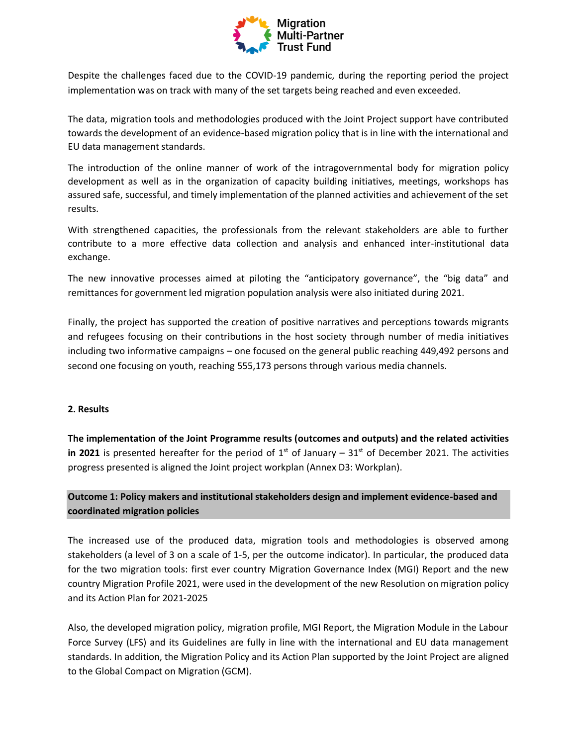Despite the challenges faced due to the COVID-19 pandemic, during the reporting period the project implementation was on track with many of the set targets being reached and even exceeded.

The data, migration tools and methodologies produced with the Joint Project support have contributed towards the development of an evidence-based migration policy that is in line with the international and EU data management standards.

The introduction of the online manner of work of the intragovernmental body for migration policy development as well as in the organization of capacity building initiatives, meetings, workshops has assured safe, successful, and timely implementation of the planned activities and achievement of the set results.

With strengthened capacities, the professionals from the relevant stakeholders are able to further contribute to a more effective data collection and analysis and enhanced inter-institutional data exchange.

The new innovative processes aimed at piloting the "anticipatory governance", the "big data" and remittances for government led migration population analysis were also initiated during 2021.

Finally, the project has supported the creation of positive narratives and perceptions towards migrants and refugees focusing on their contributions in the host society through number of media initiatives including two informative campaigns – one focused on the general public reaching 449,492 persons and second one focusing on youth, reaching 555,173 persons through various media channels.

## 2. Results

**The implementation of the Joint Programme results (outcomes and outputs) and the related activities in 2021** is presented hereafter for the period of 1st of January – 31st of December 2021. The activities progress presented is aligned the Joint project workplan (Annex D3: Workplan).

### Outcome 1: Policy makers and institutional stakeholders design and implement evidence-based and coordinated migration policies

The increased use of the produced data, migration tools and methodologies is observed among stakeholders (a level of 3 on a scale of 1-5, per the outcome indicator). In particular, the produced data for the two migration tools: first ever country Migration Governance Index (MGI) Report and the new country Migration Profile 2021, were used in the development of the new Resolution on migration policy and its Action Plan for 2021-2025

Also, the developed migration policy, migration profile, MGI Report, the Migration Module in the Labour Force Survey (LFS) and its Guidelines are fully in line with the international and EU data management standards. In addition, the Migration Policy and its Action Plan supported by the Joint Project are aligned to the Global Compact on Migration (GCM).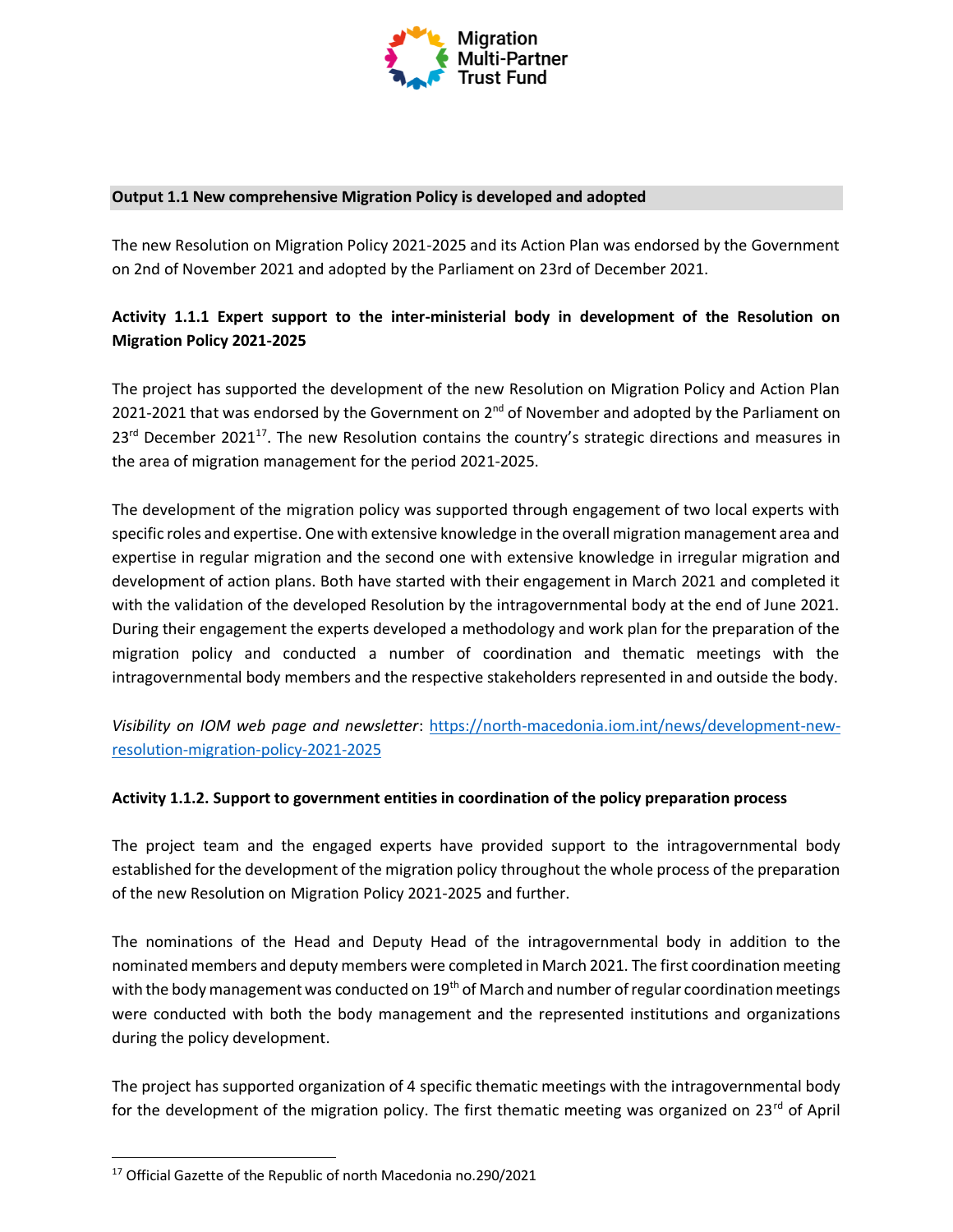**Output 1.1 New comprehensive Migration Policy is developed and adopted**

The new Resolution on Migration Policy 2021-2025 and its Action Plan was endorsed by the Government on 2nd of November 2021 and adopted by the Parliament on 23rd of December 2021.

**Activity 1.1.1 Expert support to the inter-ministerial body in development of the Resolution on Migration Policy 2021-2025**

The project has supported the development of the new Resolution on Migration Policy and Action Plan 2021-2021 that was endorsed by the Government on 2nd of November and adopted by the Parliament on 23rd December 2021[17]. The new Resolution contains the country's strategic directions and measures in the area of migration management for the period 2021-2025.

The development of the migration policy was supported through engagement of two local experts with specific roles and expertise. One with extensive knowledge in the overall migration management area and expertise in regular migration and the second one with extensive knowledge in irregular migration and development of action plans. Both have started with their engagement in March 2021 and completed it with the validation of the developed Resolution by the intragovernmental body at the end of June 2021. During their engagement the experts developed a methodology and work plan for the preparation of the migration policy and conducted a number of coordination and thematic meetings with the intragovernmental body members and the respective stakeholders represented in and outside the body.

*Visibility on IOM web page and newsletter*: https://north-macedonia.iom.int/news/development-new-resolution-migration-policy-2021-2025

**Activity 1.1.2. Support to government entities in coordination of the policy preparation process**

The project team and the engaged experts have provided support to the intragovernmental body established for the development of the migration policy throughout the whole process of the preparation of the new Resolution on Migration Policy 2021-2025 and further.

The nominations of the Head and Deputy Head of the intragovernmental body in addition to the nominated members and deputy members were completed in March 2021. The first coordination meeting with the body management was conducted on 19th of March and number of regular coordination meetings were conducted with both the body management and the represented institutions and organizations during the policy development.

The project has supported organization of 4 specific thematic meetings with the intragovernmental body for the development of the migration policy. The first thematic meeting was organized on 23rd of April

[17] Official Gazette of the Republic of north Macedonia no.290/2021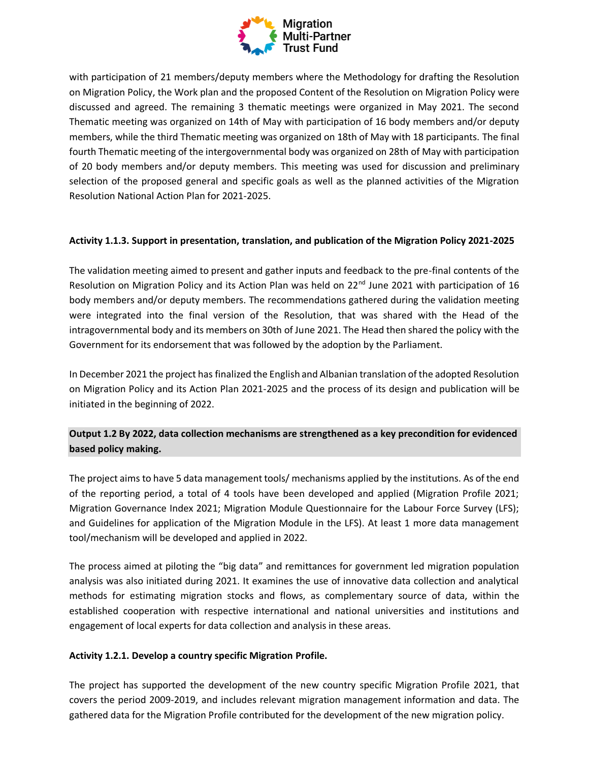with participation of 21 members/deputy members where the Methodology for drafting the Resolution on Migration Policy, the Work plan and the proposed Content of the Resolution on Migration Policy were discussed and agreed. The remaining 3 thematic meetings were organized in May 2021. The second Thematic meeting was organized on 14th of May with participation of 16 body members and/or deputy members, while the third Thematic meeting was organized on 18th of May with 18 participants. The final fourth Thematic meeting of the intergovernmental body was organized on 28th of May with participation of 20 body members and/or deputy members. This meeting was used for discussion and preliminary selection of the proposed general and specific goals as well as the planned activities of the Migration Resolution National Action Plan for 2021-2025.

**Activity 1.1.3. Support in presentation, translation, and publication of the Migration Policy 2021-2025**

The validation meeting aimed to present and gather inputs and feedback to the pre-final contents of the Resolution on Migration Policy and its Action Plan was held on 22nd June 2021 with participation of 16 body members and/or deputy members. The recommendations gathered during the validation meeting were integrated into the final version of the Resolution, that was shared with the Head of the intragovernmental body and its members on 30th of June 2021. The Head then shared the policy with the Government for its endorsement that was followed by the adoption by the Parliament.

In December 2021 the project has finalized the English and Albanian translation of the adopted Resolution on Migration Policy and its Action Plan 2021-2025 and the process of its design and publication will be initiated in the beginning of 2022.

**Output 1.2 By 2022, data collection mechanisms are strengthened as a key precondition for evidenced based policy making.**

The project aims to have 5 data management tools/ mechanisms applied by the institutions. As of the end of the reporting period, a total of 4 tools have been developed and applied (Migration Profile 2021; Migration Governance Index 2021; Migration Module Questionnaire for the Labour Force Survey (LFS); and Guidelines for application of the Migration Module in the LFS). At least 1 more data management tool/mechanism will be developed and applied in 2022.

The process aimed at piloting the "big data" and remittances for government led migration population analysis was also initiated during 2021. It examines the use of innovative data collection and analytical methods for estimating migration stocks and flows, as complementary source of data, within the established cooperation with respective international and national universities and institutions and engagement of local experts for data collection and analysis in these areas.

**Activity 1.2.1. Develop a country specific Migration Profile.**

The project has supported the development of the new country specific Migration Profile 2021, that covers the period 2009-2019, and includes relevant migration management information and data. The gathered data for the Migration Profile contributed for the development of the new migration policy.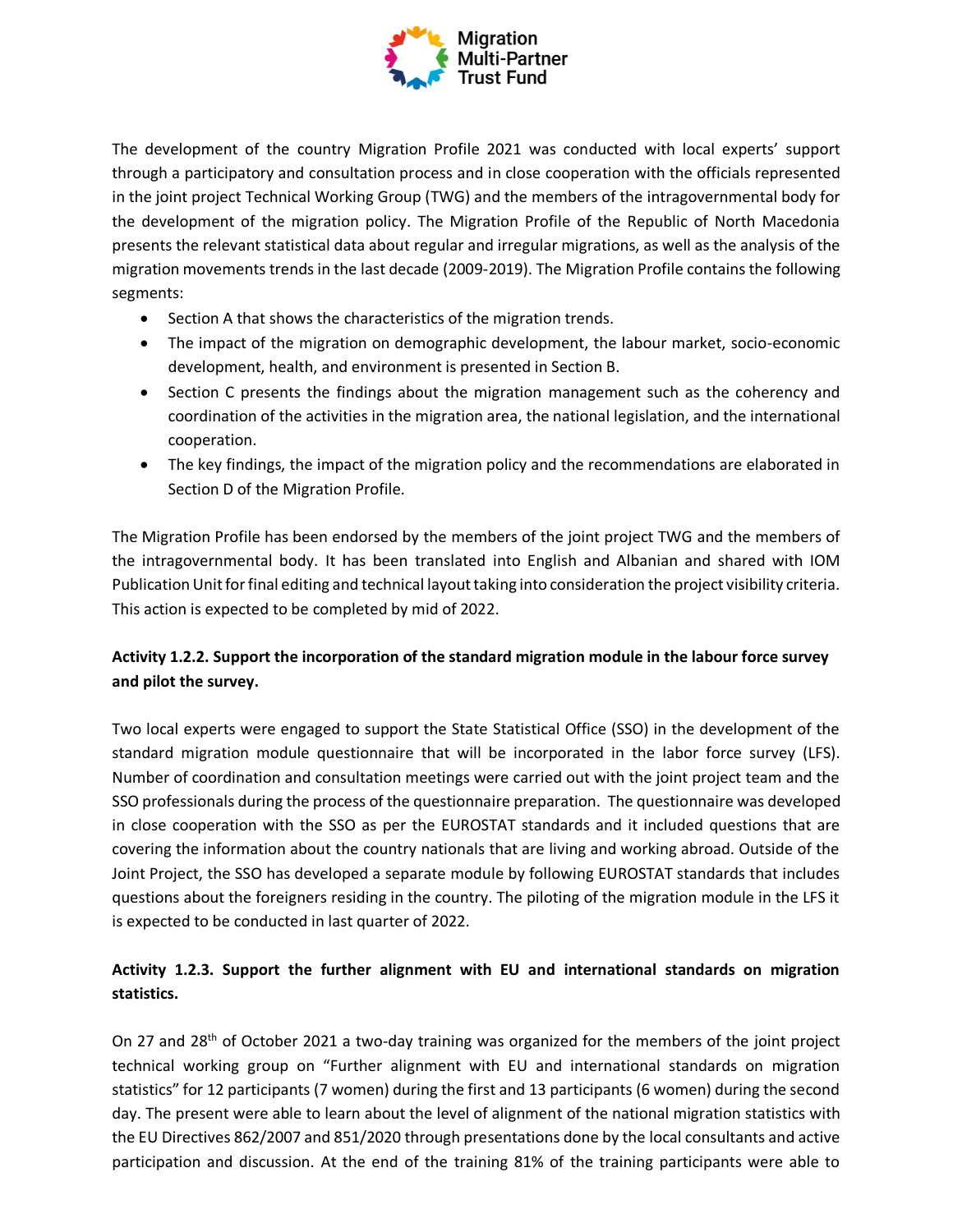The development of the country Migration Profile 2021 was conducted with local experts' support through a participatory and consultation process and in close cooperation with the officials represented in the joint project Technical Working Group (TWG) and the members of the intragovernmental body for the development of the migration policy. The Migration Profile of the Republic of North Macedonia presents the relevant statistical data about regular and irregular migrations, as well as the analysis of the migration movements trends in the last decade (2009-2019). The Migration Profile contains the following segments:

- Section A that shows the characteristics of the migration trends.
- The impact of the migration on demographic development, the labour market, socio-economic development, health, and environment is presented in Section B.
- Section C presents the findings about the migration management such as the coherency and coordination of the activities in the migration area, the national legislation, and the international cooperation.
- The key findings, the impact of the migration policy and the recommendations are elaborated in Section D of the Migration Profile.

The Migration Profile has been endorsed by the members of the joint project TWG and the members of the intragovernmental body. It has been translated into English and Albanian and shared with IOM Publication Unit for final editing and technical layout taking into consideration the project visibility criteria. This action is expected to be completed by mid of 2022.

**Activity 1.2.2. Support the incorporation of the standard migration module in the labour force survey and pilot the survey.**

Two local experts were engaged to support the State Statistical Office (SSO) in the development of the standard migration module questionnaire that will be incorporated in the labor force survey (LFS). Number of coordination and consultation meetings were carried out with the joint project team and the SSO professionals during the process of the questionnaire preparation. The questionnaire was developed in close cooperation with the SSO as per the EUROSTAT standards and it included questions that are covering the information about the country nationals that are living and working abroad. Outside of the Joint Project, the SSO has developed a separate module by following EUROSTAT standards that includes questions about the foreigners residing in the country. The piloting of the migration module in the LFS it is expected to be conducted in last quarter of 2022.

**Activity 1.2.3. Support the further alignment with EU and international standards on migration statistics.**

On 27 and 28th of October 2021 a two-day training was organized for the members of the joint project technical working group on "Further alignment with EU and international standards on migration statistics" for 12 participants (7 women) during the first and 13 participants (6 women) during the second day. The present were able to learn about the level of alignment of the national migration statistics with the EU Directives 862/2007 and 851/2020 through presentations done by the local consultants and active participation and discussion. At the end of the training 81% of the training participants were able to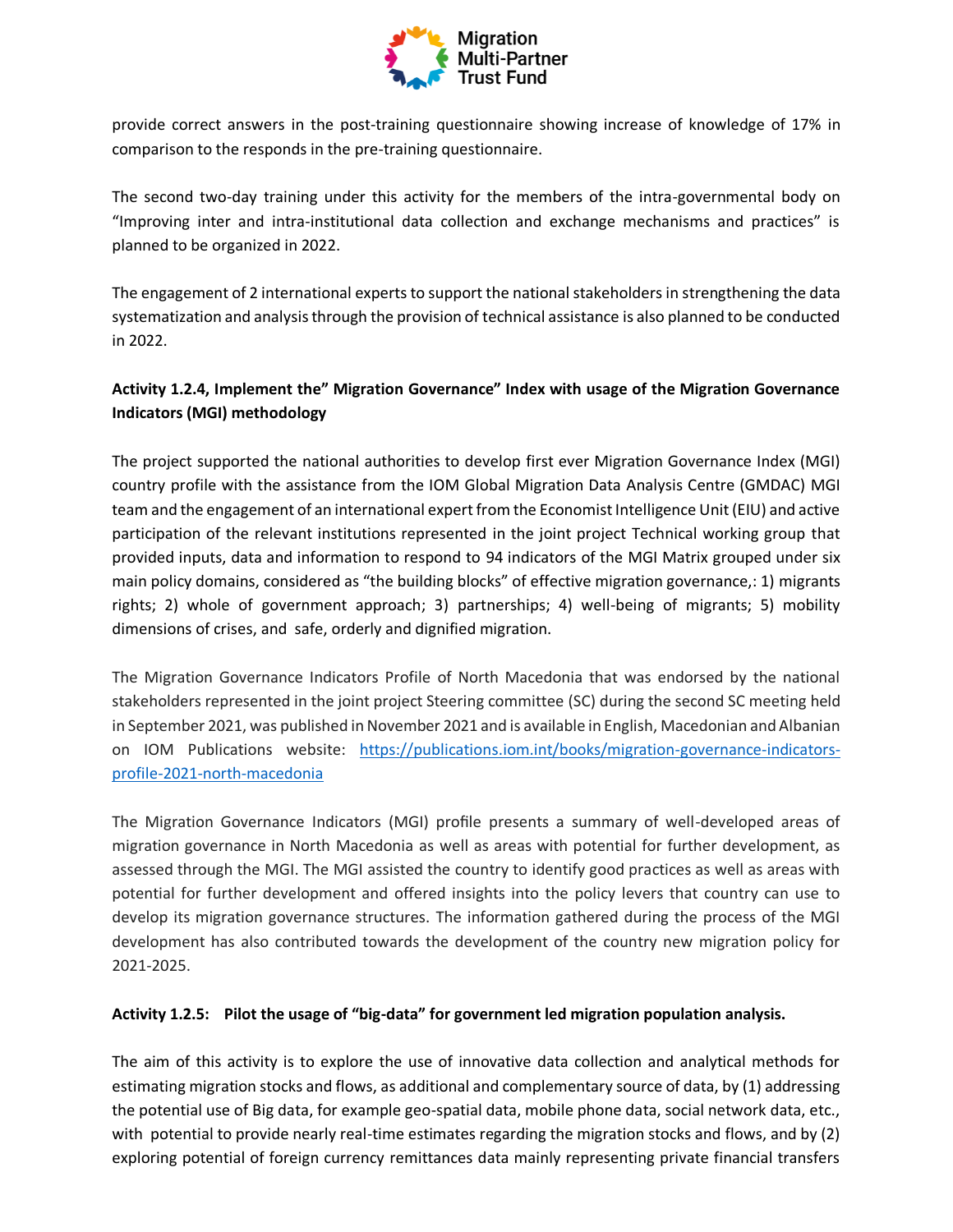provide correct answers in the post-training questionnaire showing increase of knowledge of 17% in comparison to the responds in the pre-training questionnaire.

The second two-day training under this activity for the members of the intra-governmental body on "Improving inter and intra-institutional data collection and exchange mechanisms and practices" is planned to be organized in 2022.

The engagement of 2 international experts to support the national stakeholders in strengthening the data systematization and analysis through the provision of technical assistance is also planned to be conducted in 2022.

**Activity 1.2.4, Implement the" Migration Governance" Index with usage of the Migration Governance Indicators (MGI) methodology**

The project supported the national authorities to develop first ever Migration Governance Index (MGI) country profile with the assistance from the IOM Global Migration Data Analysis Centre (GMDAC) MGI team and the engagement of an international expert from the Economist Intelligence Unit (EIU) and active participation of the relevant institutions represented in the joint project Technical working group that provided inputs, data and information to respond to 94 indicators of the MGI Matrix grouped under six main policy domains, considered as "the building blocks" of effective migration governance,: 1) migrants rights; 2) whole of government approach; 3) partnerships; 4) well-being of migrants; 5) mobility dimensions of crises, and safe, orderly and dignified migration.

The Migration Governance Indicators Profile of North Macedonia that was endorsed by the national stakeholders represented in the joint project Steering committee (SC) during the second SC meeting held in September 2021, was published in November 2021 and is available in English, Macedonian and Albanian on IOM Publications website: https://publications.iom.int/books/migration-governance-indicators-profile-2021-north-macedonia

The Migration Governance Indicators (MGI) profile presents a summary of well-developed areas of migration governance in North Macedonia as well as areas with potential for further development, as assessed through the MGI. The MGI assisted the country to identify good practices as well as areas with potential for further development and offered insights into the policy levers that country can use to develop its migration governance structures. The information gathered during the process of the MGI development has also contributed towards the development of the country new migration policy for 2021-2025.

**Activity 1.2.5: Pilot the usage of "big-data" for government led migration population analysis.**

The aim of this activity is to explore the use of innovative data collection and analytical methods for estimating migration stocks and flows, as additional and complementary source of data, by (1) addressing the potential use of Big data, for example geo-spatial data, mobile phone data, social network data, etc., with potential to provide nearly real-time estimates regarding the migration stocks and flows, and by (2) exploring potential of foreign currency remittances data mainly representing private financial transfers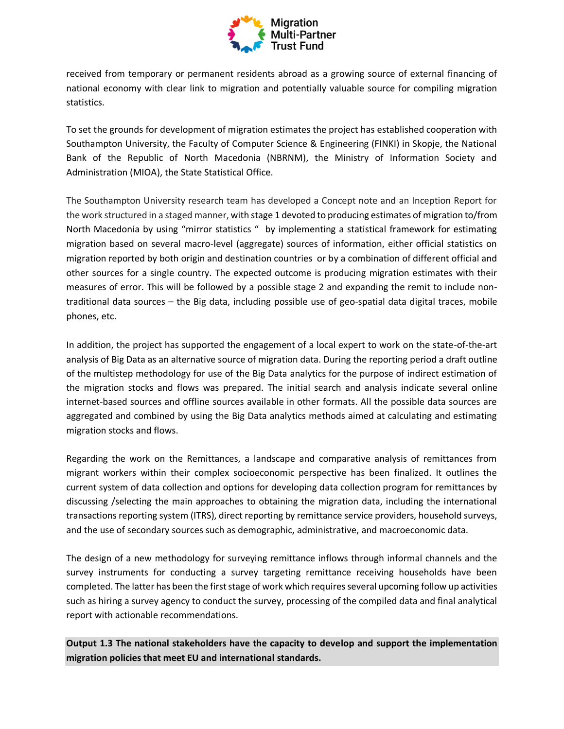received from temporary or permanent residents abroad as a growing source of external financing of national economy with clear link to migration and potentially valuable source for compiling migration statistics.

To set the grounds for development of migration estimates the project has established cooperation with Southampton University, the Faculty of Computer Science & Engineering (FINKI) in Skopje, the National Bank of the Republic of North Macedonia (NBRNM), the Ministry of Information Society and Administration (MIOA), the State Statistical Office.

The Southampton University research team has developed a Concept note and an Inception Report for the work structured in a staged manner, with stage 1 devoted to producing estimates of migration to/from North Macedonia by using "mirror statistics " by implementing a statistical framework for estimating migration based on several macro-level (aggregate) sources of information, either official statistics on migration reported by both origin and destination countries or by a combination of different official and other sources for a single country. The expected outcome is producing migration estimates with their measures of error. This will be followed by a possible stage 2 and expanding the remit to include non-traditional data sources – the Big data, including possible use of geo-spatial data digital traces, mobile phones, etc.

In addition, the project has supported the engagement of a local expert to work on the state-of-the-art analysis of Big Data as an alternative source of migration data. During the reporting period a draft outline of the multistep methodology for use of the Big Data analytics for the purpose of indirect estimation of the migration stocks and flows was prepared. The initial search and analysis indicate several online internet-based sources and offline sources available in other formats. All the possible data sources are aggregated and combined by using the Big Data analytics methods aimed at calculating and estimating migration stocks and flows.

Regarding the work on the Remittances, a landscape and comparative analysis of remittances from migrant workers within their complex socioeconomic perspective has been finalized. It outlines the current system of data collection and options for developing data collection program for remittances by discussing /selecting the main approaches to obtaining the migration data, including the international transactions reporting system (ITRS), direct reporting by remittance service providers, household surveys, and the use of secondary sources such as demographic, administrative, and macroeconomic data.

The design of a new methodology for surveying remittance inflows through informal channels and the survey instruments for conducting a survey targeting remittance receiving households have been completed. The latter has been the first stage of work which requires several upcoming follow up activities such as hiring a survey agency to conduct the survey, processing of the compiled data and final analytical report with actionable recommendations.

**Output 1.3 The national stakeholders have the capacity to develop and support the implementation migration policies that meet EU and international standards.**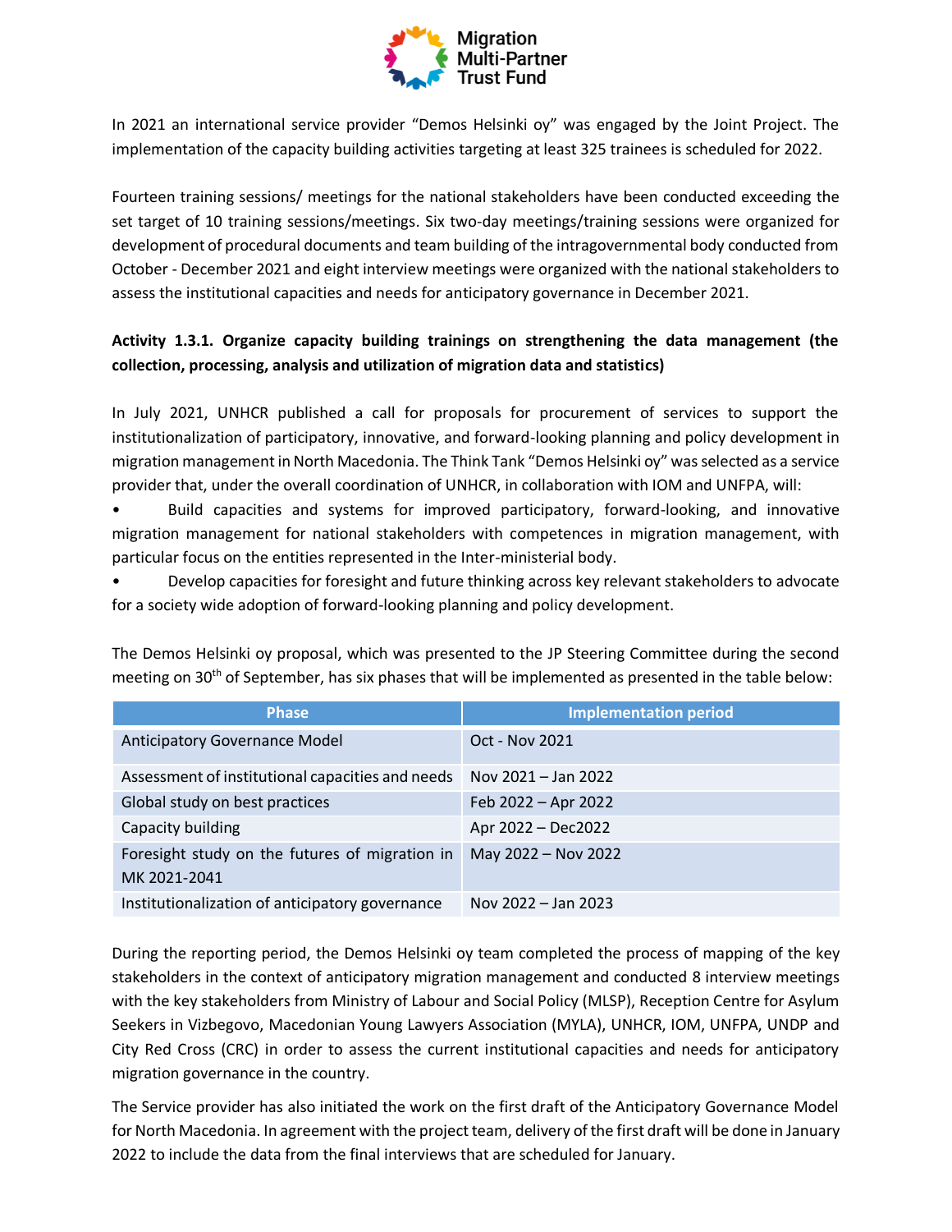In 2021 an international service provider "Demos Helsinki oy" was engaged by the Joint Project. The implementation of the capacity building activities targeting at least 325 trainees is scheduled for 2022.

Fourteen training sessions/ meetings for the national stakeholders have been conducted exceeding the set target of 10 training sessions/meetings. Six two-day meetings/training sessions were organized for development of procedural documents and team building of the intragovernmental body conducted from October - December 2021 and eight interview meetings were organized with the national stakeholders to assess the institutional capacities and needs for anticipatory governance in December 2021.

**Activity 1.3.1. Organize capacity building trainings on strengthening the data management (the collection, processing, analysis and utilization of migration data and statistics)**

In July 2021, UNHCR published a call for proposals for procurement of services to support the institutionalization of participatory, innovative, and forward-looking planning and policy development in migration management in North Macedonia. The Think Tank "Demos Helsinki oy" was selected as a service provider that, under the overall coordination of UNHCR, in collaboration with IOM and UNFPA, will:

- Build capacities and systems for improved participatory, forward-looking, and innovative migration management for national stakeholders with competences in migration management, with particular focus on the entities represented in the Inter-ministerial body.
- Develop capacities for foresight and future thinking across key relevant stakeholders to advocate for a society wide adoption of forward-looking planning and policy development.

The Demos Helsinki oy proposal, which was presented to the JP Steering Committee during the second meeting on 30th of September, has six phases that will be implemented as presented in the table below:

| Phase | Implementation period |
|---|---|
| Anticipatory Governance Model | Oct - Nov 2021 |
| Assessment of institutional capacities and needs | Nov 2021 – Jan 2022 |
| Global study on best practices | Feb 2022 – Apr 2022 |
| Capacity building | Apr 2022 – Dec2022 |
| Foresight study on the futures of migration in MK 2021-2041 | May 2022 – Nov 2022 |
| Institutionalization of anticipatory governance | Nov 2022 – Jan 2023 |

During the reporting period, the Demos Helsinki oy team completed the process of mapping of the key stakeholders in the context of anticipatory migration management and conducted 8 interview meetings with the key stakeholders from Ministry of Labour and Social Policy (MLSP), Reception Centre for Asylum Seekers in Vizbegovo, Macedonian Young Lawyers Association (MYLA), UNHCR, IOM, UNFPA, UNDP and City Red Cross (CRC) in order to assess the current institutional capacities and needs for anticipatory migration governance in the country.

The Service provider has also initiated the work on the first draft of the Anticipatory Governance Model for North Macedonia. In agreement with the project team, delivery of the first draft will be done in January 2022 to include the data from the final interviews that are scheduled for January.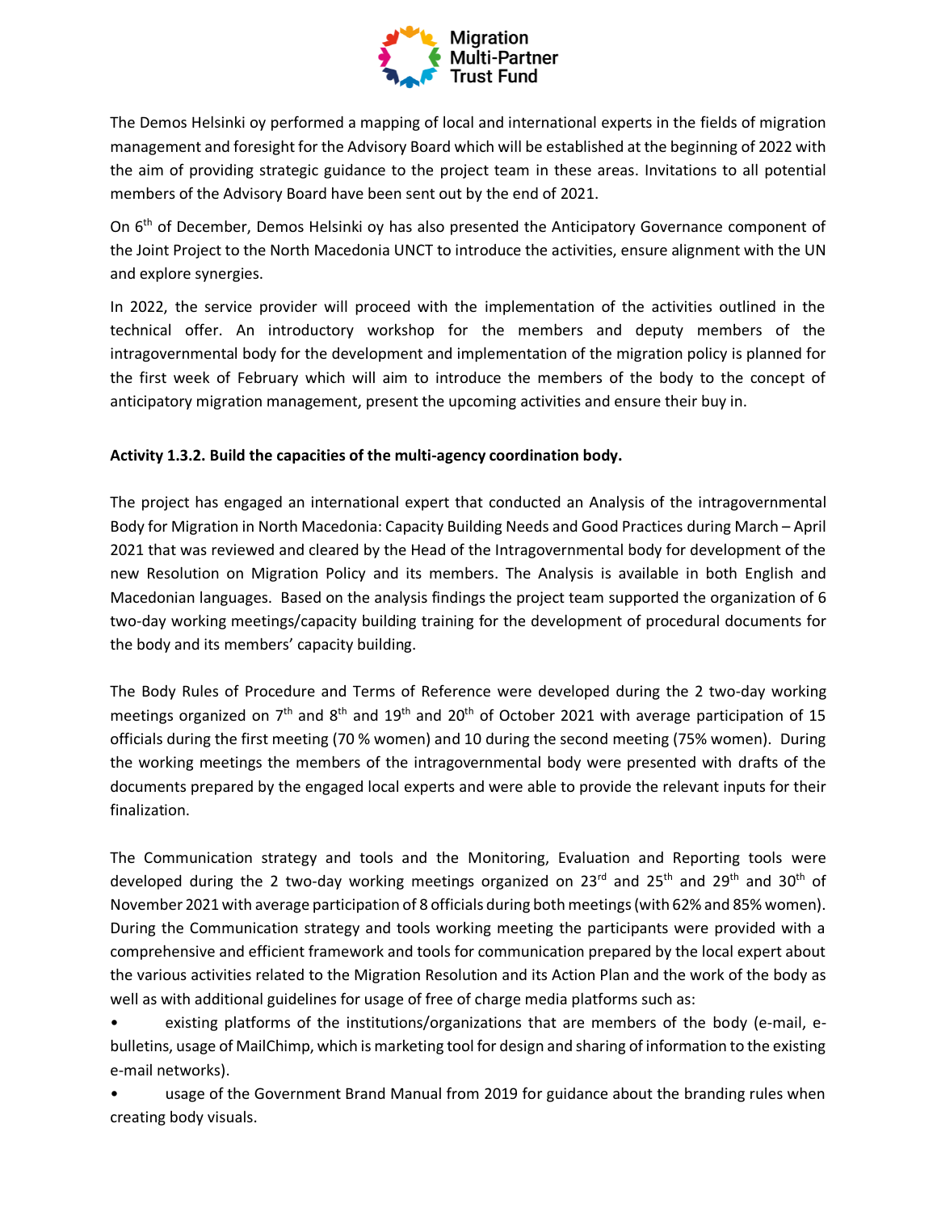The Demos Helsinki oy performed a mapping of local and international experts in the fields of migration management and foresight for the Advisory Board which will be established at the beginning of 2022 with the aim of providing strategic guidance to the project team in these areas. Invitations to all potential members of the Advisory Board have been sent out by the end of 2021.

On 6th of December, Demos Helsinki oy has also presented the Anticipatory Governance component of the Joint Project to the North Macedonia UNCT to introduce the activities, ensure alignment with the UN and explore synergies.

In 2022, the service provider will proceed with the implementation of the activities outlined in the technical offer. An introductory workshop for the members and deputy members of the intragovernmental body for the development and implementation of the migration policy is planned for the first week of February which will aim to introduce the members of the body to the concept of anticipatory migration management, present the upcoming activities and ensure their buy in.

**Activity 1.3.2. Build the capacities of the multi-agency coordination body.**

The project has engaged an international expert that conducted an Analysis of the intragovernmental Body for Migration in North Macedonia: Capacity Building Needs and Good Practices during March – April 2021 that was reviewed and cleared by the Head of the Intragovernmental body for development of the new Resolution on Migration Policy and its members. The Analysis is available in both English and Macedonian languages. Based on the analysis findings the project team supported the organization of 6 two-day working meetings/capacity building training for the development of procedural documents for the body and its members' capacity building.

The Body Rules of Procedure and Terms of Reference were developed during the 2 two-day working meetings organized on 7th and 8th and 19th and 20th of October 2021 with average participation of 15 officials during the first meeting (70 % women) and 10 during the second meeting (75% women). During the working meetings the members of the intragovernmental body were presented with drafts of the documents prepared by the engaged local experts and were able to provide the relevant inputs for their finalization.

The Communication strategy and tools and the Monitoring, Evaluation and Reporting tools were developed during the 2 two-day working meetings organized on 23rd and 25th and 29th and 30th of November 2021 with average participation of 8 officials during both meetings (with 62% and 85% women). During the Communication strategy and tools working meeting the participants were provided with a comprehensive and efficient framework and tools for communication prepared by the local expert about the various activities related to the Migration Resolution and its Action Plan and the work of the body as well as with additional guidelines for usage of free of charge media platforms such as:

- existing platforms of the institutions/organizations that are members of the body (e-mail, e-bulletins, usage of MailChimp, which is marketing tool for design and sharing of information to the existing e-mail networks).
- usage of the Government Brand Manual from 2019 for guidance about the branding rules when creating body visuals.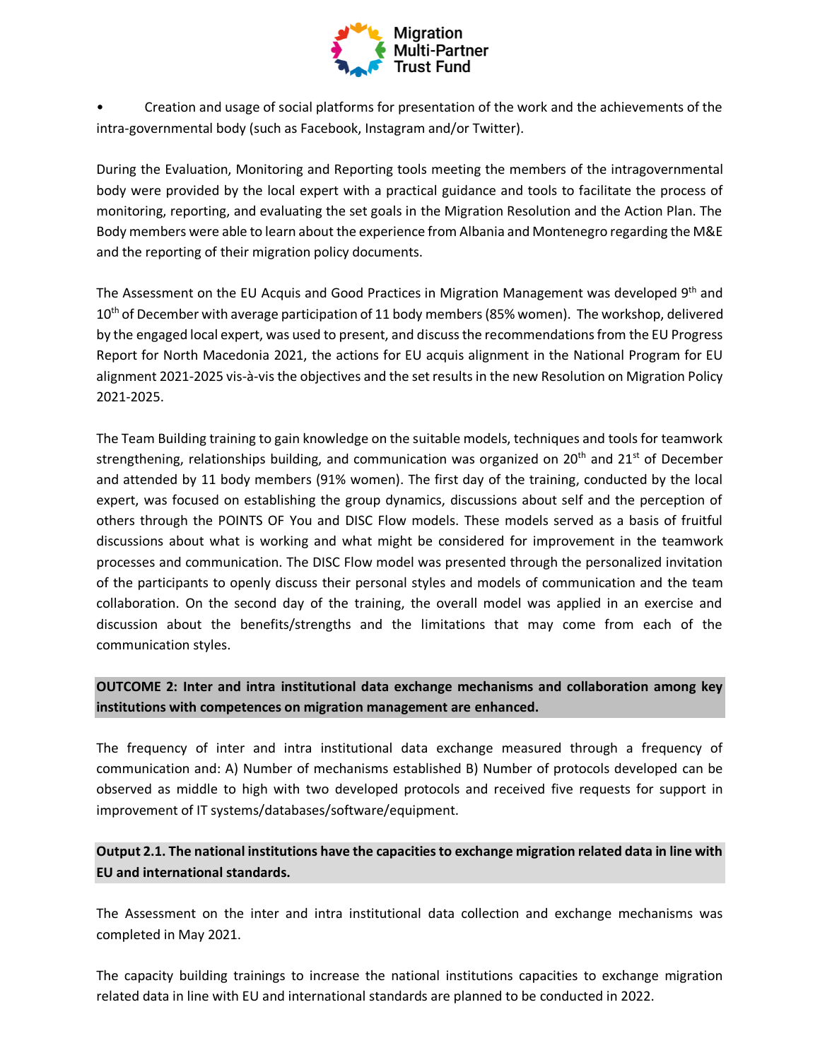•	Creation and usage of social platforms for presentation of the work and the achievements of the intra-governmental body (such as Facebook, Instagram and/or Twitter).

During the Evaluation, Monitoring and Reporting tools meeting the members of the intragovernmental body were provided by the local expert with a practical guidance and tools to facilitate the process of monitoring, reporting, and evaluating the set goals in the Migration Resolution and the Action Plan. The Body members were able to learn about the experience from Albania and Montenegro regarding the M&E and the reporting of their migration policy documents.

The Assessment on the EU Acquis and Good Practices in Migration Management was developed 9th and 10th of December with average participation of 11 body members (85% women). The workshop, delivered by the engaged local expert, was used to present, and discuss the recommendations from the EU Progress Report for North Macedonia 2021, the actions for EU acquis alignment in the National Program for EU alignment 2021-2025 vis-à-vis the objectives and the set results in the new Resolution on Migration Policy 2021-2025.

The Team Building training to gain knowledge on the suitable models, techniques and tools for teamwork strengthening, relationships building, and communication was organized on 20th and 21st of December and attended by 11 body members (91% women). The first day of the training, conducted by the local expert, was focused on establishing the group dynamics, discussions about self and the perception of others through the POINTS OF You and DISC Flow models. These models served as a basis of fruitful discussions about what is working and what might be considered for improvement in the teamwork processes and communication. The DISC Flow model was presented through the personalized invitation of the participants to openly discuss their personal styles and models of communication and the team collaboration. On the second day of the training, the overall model was applied in an exercise and discussion about the benefits/strengths and the limitations that may come from each of the communication styles.

**OUTCOME 2: Inter and intra institutional data exchange mechanisms and collaboration among key institutions with competences on migration management are enhanced.**

The frequency of inter and intra institutional data exchange measured through a frequency of communication and: A) Number of mechanisms established B) Number of protocols developed can be observed as middle to high with two developed protocols and received five requests for support in improvement of IT systems/databases/software/equipment.

**Output 2.1. The national institutions have the capacities to exchange migration related data in line with EU and international standards.**

The Assessment on the inter and intra institutional data collection and exchange mechanisms was completed in May 2021.

The capacity building trainings to increase the national institutions capacities to exchange migration related data in line with EU and international standards are planned to be conducted in 2022.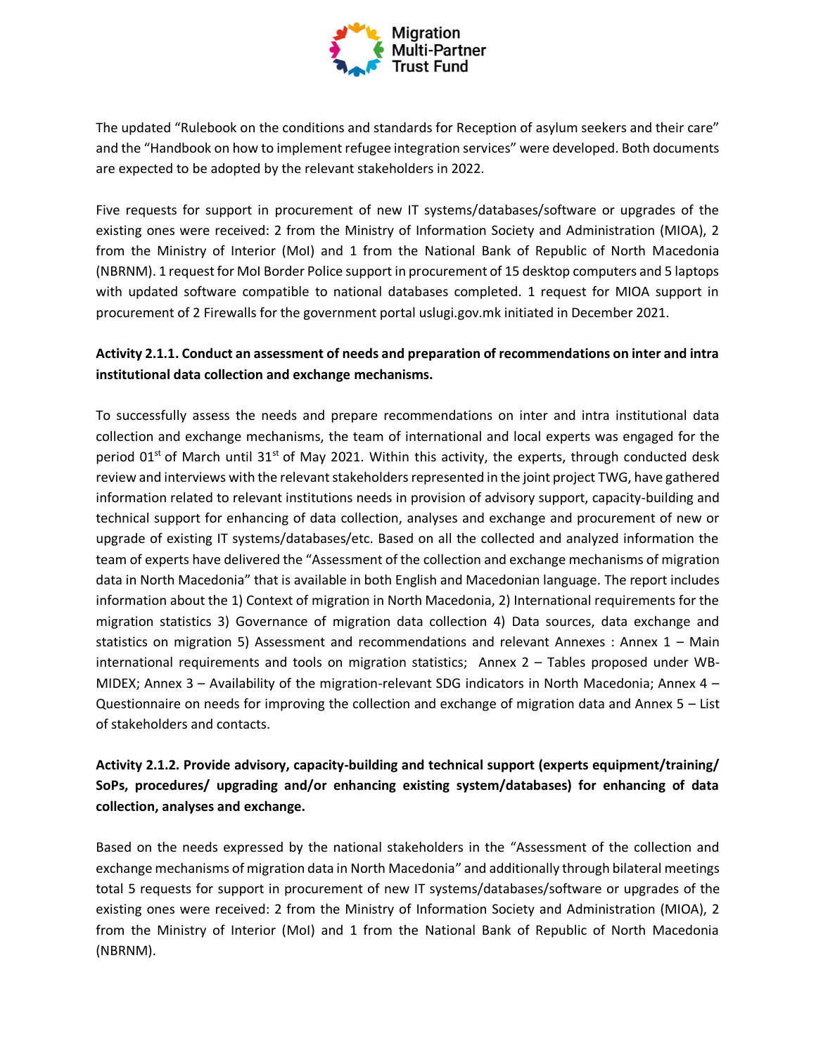The updated “Rulebook on the conditions and standards for Reception of asylum seekers and their care” and the “Handbook on how to implement refugee integration services” were developed. Both documents are expected to be adopted by the relevant stakeholders in 2022.

Five requests for support in procurement of new IT systems/databases/software or upgrades of the existing ones were received: 2 from the Ministry of Information Society and Administration (MIOA), 2 from the Ministry of Interior (MoI) and 1 from the National Bank of Republic of North Macedonia (NBRNM). 1 request for MoI Border Police support in procurement of 15 desktop computers and 5 laptops with updated software compatible to national databases completed. 1 request for MIOA support in procurement of 2 Firewalls for the government portal uslugi.gov.mk initiated in December 2021.

**Activity 2.1.1. Conduct an assessment of needs and preparation of recommendations on inter and intra institutional data collection and exchange mechanisms.**

To successfully assess the needs and prepare recommendations on inter and intra institutional data collection and exchange mechanisms, the team of international and local experts was engaged for the period 01st of March until 31st of May 2021. Within this activity, the experts, through conducted desk review and interviews with the relevant stakeholders represented in the joint project TWG, have gathered information related to relevant institutions needs in provision of advisory support, capacity-building and technical support for enhancing of data collection, analyses and exchange and procurement of new or upgrade of existing IT systems/databases/etc. Based on all the collected and analyzed information the team of experts have delivered the “Assessment of the collection and exchange mechanisms of migration data in North Macedonia” that is available in both English and Macedonian language. The report includes information about the 1) Context of migration in North Macedonia, 2) International requirements for the migration statistics 3) Governance of migration data collection 4) Data sources, data exchange and statistics on migration 5) Assessment and recommendations and relevant Annexes : Annex 1 – Main international requirements and tools on migration statistics; Annex 2 – Tables proposed under WB-MIDEX; Annex 3 – Availability of the migration-relevant SDG indicators in North Macedonia; Annex 4 – Questionnaire on needs for improving the collection and exchange of migration data and Annex 5 – List of stakeholders and contacts.

**Activity 2.1.2. Provide advisory, capacity-building and technical support (experts equipment/training/ SoPs, procedures/ upgrading and/or enhancing existing system/databases) for enhancing of data collection, analyses and exchange.**

Based on the needs expressed by the national stakeholders in the “Assessment of the collection and exchange mechanisms of migration data in North Macedonia” and additionally through bilateral meetings total 5 requests for support in procurement of new IT systems/databases/software or upgrades of the existing ones were received: 2 from the Ministry of Information Society and Administration (MIOA), 2 from the Ministry of Interior (MoI) and 1 from the National Bank of Republic of North Macedonia (NBRNM).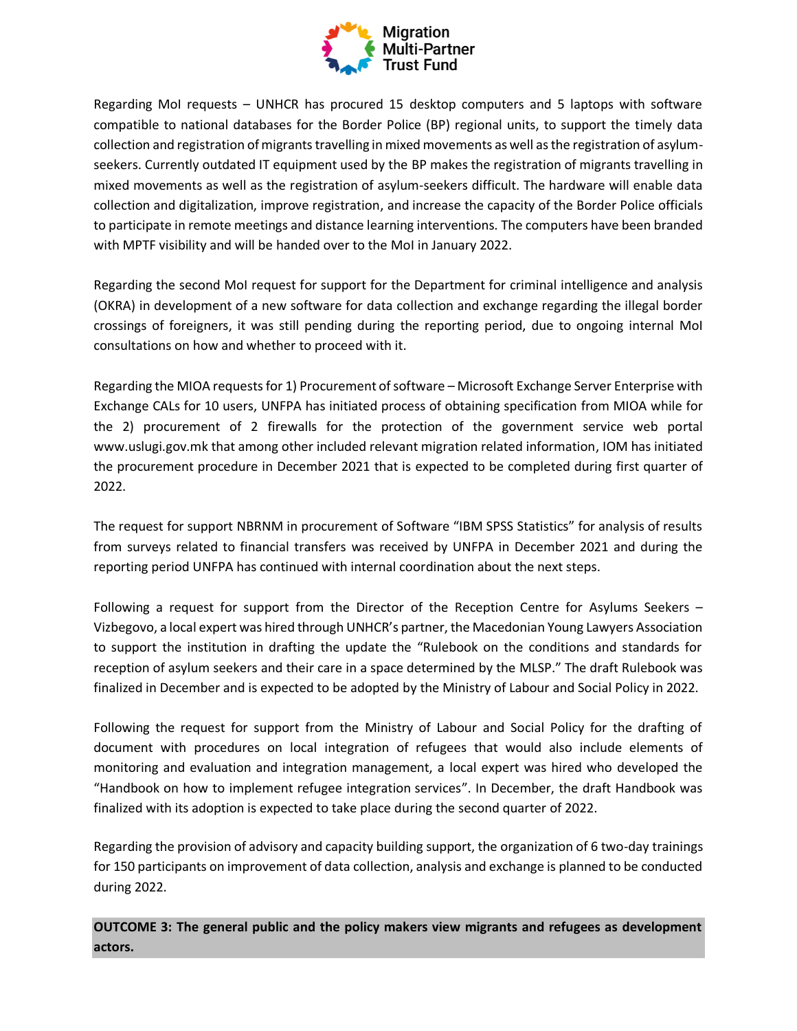Regarding MoI requests – UNHCR has procured 15 desktop computers and 5 laptops with software compatible to national databases for the Border Police (BP) regional units, to support the timely data collection and registration of migrants travelling in mixed movements as well as the registration of asylum-seekers. Currently outdated IT equipment used by the BP makes the registration of migrants travelling in mixed movements as well as the registration of asylum-seekers difficult. The hardware will enable data collection and digitalization, improve registration, and increase the capacity of the Border Police officials to participate in remote meetings and distance learning interventions. The computers have been branded with MPTF visibility and will be handed over to the MoI in January 2022.

Regarding the second MoI request for support for the Department for criminal intelligence and analysis (OKRA) in development of a new software for data collection and exchange regarding the illegal border crossings of foreigners, it was still pending during the reporting period, due to ongoing internal MoI consultations on how and whether to proceed with it.

Regarding the MIOA requests for 1) Procurement of software – Microsoft Exchange Server Enterprise with Exchange CALs for 10 users, UNFPA has initiated process of obtaining specification from MIOA while for the 2) procurement of 2 firewalls for the protection of the government service web portal www.uslugi.gov.mk that among other included relevant migration related information, IOM has initiated the procurement procedure in December 2021 that is expected to be completed during first quarter of 2022.

The request for support NBRNM in procurement of Software "IBM SPSS Statistics" for analysis of results from surveys related to financial transfers was received by UNFPA in December 2021 and during the reporting period UNFPA has continued with internal coordination about the next steps.

Following a request for support from the Director of the Reception Centre for Asylums Seekers – Vizbegovo, a local expert was hired through UNHCR's partner, the Macedonian Young Lawyers Association to support the institution in drafting the update the "Rulebook on the conditions and standards for reception of asylum seekers and their care in a space determined by the MLSP." The draft Rulebook was finalized in December and is expected to be adopted by the Ministry of Labour and Social Policy in 2022.

Following the request for support from the Ministry of Labour and Social Policy for the drafting of document with procedures on local integration of refugees that would also include elements of monitoring and evaluation and integration management, a local expert was hired who developed the "Handbook on how to implement refugee integration services". In December, the draft Handbook was finalized with its adoption is expected to take place during the second quarter of 2022.

Regarding the provision of advisory and capacity building support, the organization of 6 two-day trainings for 150 participants on improvement of data collection, analysis and exchange is planned to be conducted during 2022.

**OUTCOME 3: The general public and the policy makers view migrants and refugees as development actors.**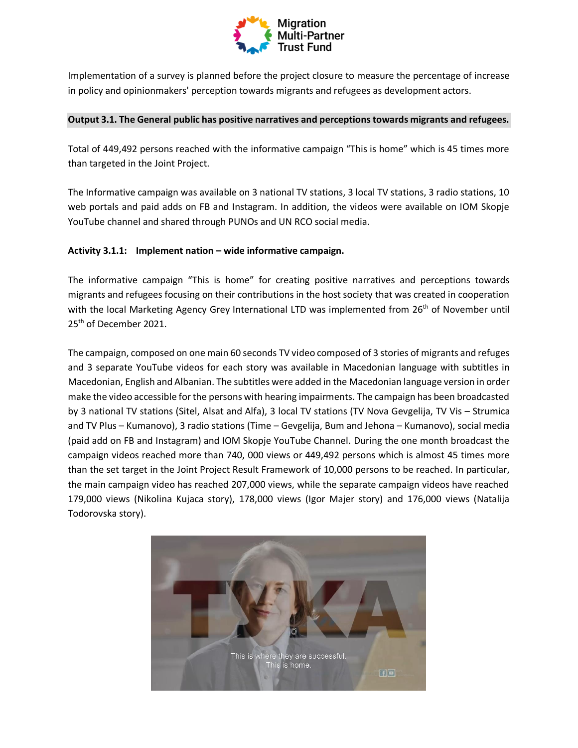Implementation of a survey is planned before the project closure to measure the percentage of increase in policy and opinionmakers' perception towards migrants and refugees as development actors.

**Output 3.1. The General public has positive narratives and perceptions towards migrants and refugees.**

Total of 449,492 persons reached with the informative campaign "This is home" which is 45 times more than targeted in the Joint Project.

The Informative campaign was available on 3 national TV stations, 3 local TV stations, 3 radio stations, 10 web portals and paid adds on FB and Instagram. In addition, the videos were available on IOM Skopje YouTube channel and shared through PUNOs and UN RCO social media.

**Activity 3.1.1: Implement nation – wide informative campaign.**

The informative campaign "This is home" for creating positive narratives and perceptions towards migrants and refugees focusing on their contributions in the host society that was created in cooperation with the local Marketing Agency Grey International LTD was implemented from 26th of November until 25th of December 2021.

The campaign, composed on one main 60 seconds TV video composed of 3 stories of migrants and refuges and 3 separate YouTube videos for each story was available in Macedonian language with subtitles in Macedonian, English and Albanian. The subtitles were added in the Macedonian language version in order make the video accessible for the persons with hearing impairments. The campaign has been broadcasted by 3 national TV stations (Sitel, Alsat and Alfa), 3 local TV stations (TV Nova Gevgelija, TV Vis – Strumica and TV Plus – Kumanovo), 3 radio stations (Time – Gevgelija, Bum and Jehona – Kumanovo), social media (paid add on FB and Instagram) and IOM Skopje YouTube Channel. During the one month broadcast the campaign videos reached more than 740, 000 views or 449,492 persons which is almost 45 times more than the set target in the Joint Project Result Framework of 10,000 persons to be reached. In particular, the main campaign video has reached 207,000 views, while the separate campaign videos have reached 179,000 views (Nikolina Kujaca story), 178,000 views (Igor Majer story) and 176,000 views (Natalija Todorovska story).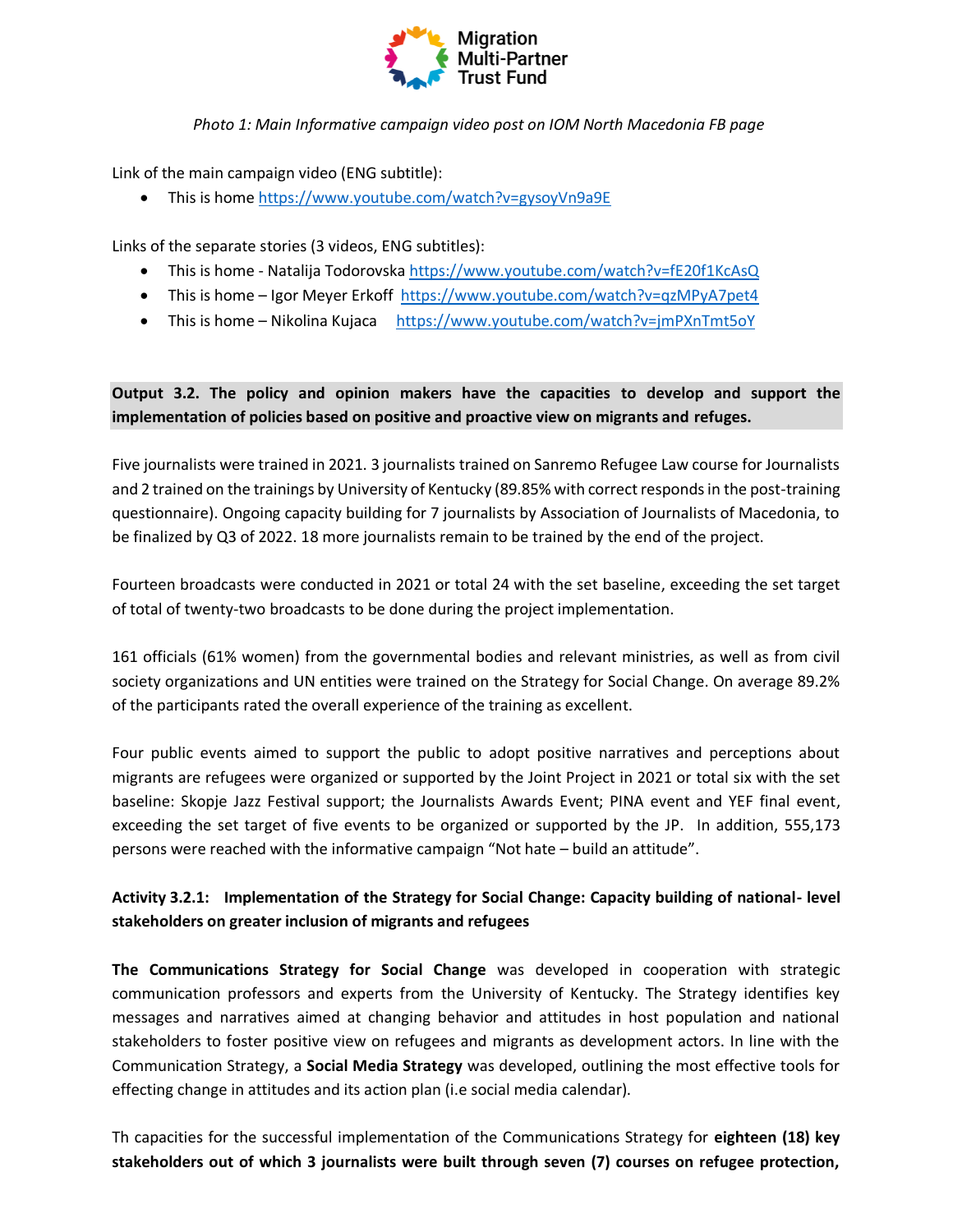*Photo 1: Main Informative campaign video post on IOM North Macedonia FB page*

Link of the main campaign video (ENG subtitle):

- This is home https://www.youtube.com/watch?v=gysoyVn9a9E

Links of the separate stories (3 videos, ENG subtitles):

- This is home - Natalija Todorovska https://www.youtube.com/watch?v=fE20f1KcAsQ
- This is home – Igor Meyer Erkoff https://www.youtube.com/watch?v=qzMPyA7pet4
- This is home – Nikolina Kujaca https://www.youtube.com/watch?v=jmPXnTmt5oY

**Output 3.2. The policy and opinion makers have the capacities to develop and support the implementation of policies based on positive and proactive view on migrants and refuges.**

Five journalists were trained in 2021. 3 journalists trained on Sanremo Refugee Law course for Journalists and 2 trained on the trainings by University of Kentucky (89.85% with correct responds in the post-training questionnaire). Ongoing capacity building for 7 journalists by Association of Journalists of Macedonia, to be finalized by Q3 of 2022. 18 more journalists remain to be trained by the end of the project.

Fourteen broadcasts were conducted in 2021 or total 24 with the set baseline, exceeding the set target of total of twenty-two broadcasts to be done during the project implementation.

161 officials (61% women) from the governmental bodies and relevant ministries, as well as from civil society organizations and UN entities were trained on the Strategy for Social Change. On average 89.2% of the participants rated the overall experience of the training as excellent.

Four public events aimed to support the public to adopt positive narratives and perceptions about migrants are refugees were organized or supported by the Joint Project in 2021 or total six with the set baseline: Skopje Jazz Festival support; the Journalists Awards Event; PINA event and YEF final event, exceeding the set target of five events to be organized or supported by the JP. In addition, 555,173 persons were reached with the informative campaign "Not hate – build an attitude".

**Activity 3.2.1: Implementation of the Strategy for Social Change: Capacity building of national- level stakeholders on greater inclusion of migrants and refugees**

**The Communications Strategy for Social Change** was developed in cooperation with strategic communication professors and experts from the University of Kentucky. The Strategy identifies key messages and narratives aimed at changing behavior and attitudes in host population and national stakeholders to foster positive view on refugees and migrants as development actors. In line with the Communication Strategy, a **Social Media Strategy** was developed, outlining the most effective tools for effecting change in attitudes and its action plan (i.e social media calendar).

Th capacities for the successful implementation of the Communications Strategy for **eighteen (18) key stakeholders out of which 3 journalists were built through seven (7) courses on refugee protection,**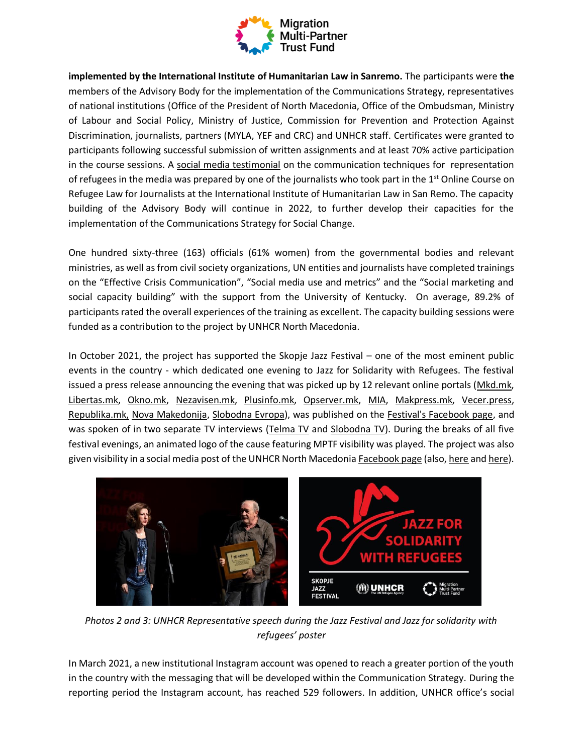**implemented by the International Institute of Humanitarian Law in Sanremo.** The participants were **the** members of the Advisory Body for the implementation of the Communications Strategy, representatives of national institutions (Office of the President of North Macedonia, Office of the Ombudsman, Ministry of Labour and Social Policy, Ministry of Justice, Commission for Prevention and Protection Against Discrimination, journalists, partners (MYLA, YEF and CRC) and UNHCR staff. Certificates were granted to participants following successful submission of written assignments and at least 70% active participation in the course sessions. A social media testimonial on the communication techniques for representation of refugees in the media was prepared by one of the journalists who took part in the 1st Online Course on Refugee Law for Journalists at the International Institute of Humanitarian Law in San Remo. The capacity building of the Advisory Body will continue in 2022, to further develop their capacities for the implementation of the Communications Strategy for Social Change.

One hundred sixty-three (163) officials (61% women) from the governmental bodies and relevant ministries, as well as from civil society organizations, UN entities and journalists have completed trainings on the "Effective Crisis Communication", "Social media use and metrics" and the "Social marketing and social capacity building" with the support from the University of Kentucky. On average, 89.2% of participants rated the overall experiences of the training as excellent. The capacity building sessions were funded as a contribution to the project by UNHCR North Macedonia.

In October 2021, the project has supported the Skopje Jazz Festival – one of the most eminent public events in the country - which dedicated one evening to Jazz for Solidarity with Refugees. The festival issued a press release announcing the evening that was picked up by 12 relevant online portals (Mkd.mk, Libertas.mk, Okno.mk, Nezavisen.mk, Plusinfo.mk, Opserver.mk, MIA, Makpress.mk, Vecer.press, Republika.mk, Nova Makedonija, Slobodna Evropa), was published on the Festival's Facebook page, and was spoken of in two separate TV interviews (Telma TV and Slobodna TV). During the breaks of all five festival evenings, an animated logo of the cause featuring MPTF visibility was played. The project was also given visibility in a social media post of the UNHCR North Macedonia Facebook page (also, here and here).

*Photos 2 and 3: UNHCR Representative speech during the Jazz Festival and Jazz for solidarity with refugees' poster*

In March 2021, a new institutional Instagram account was opened to reach a greater portion of the youth in the country with the messaging that will be developed within the Communication Strategy. During the reporting period the Instagram account, has reached 529 followers. In addition, UNHCR office's social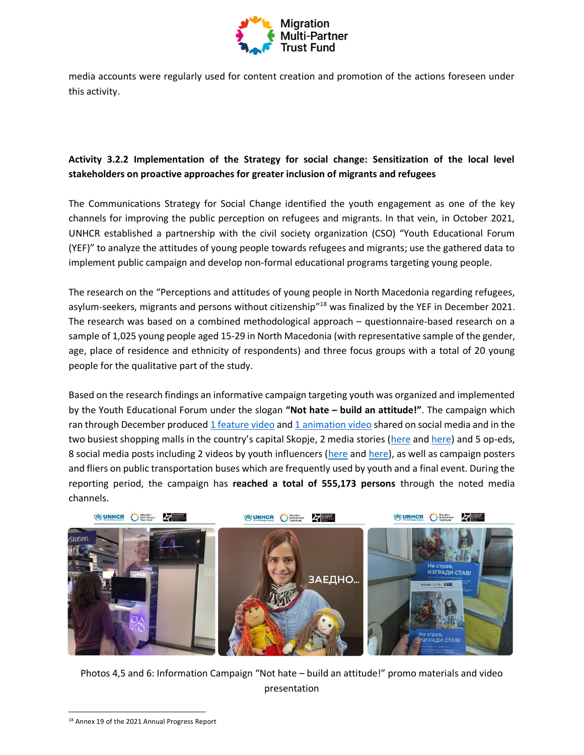media accounts were regularly used for content creation and promotion of the actions foreseen under this activity.

**Activity 3.2.2 Implementation of the Strategy for social change: Sensitization of the local level stakeholders on proactive approaches for greater inclusion of migrants and refugees**

The Communications Strategy for Social Change identified the youth engagement as one of the key channels for improving the public perception on refugees and migrants. In that vein, in October 2021, UNHCR established a partnership with the civil society organization (CSO) "Youth Educational Forum (YEF)" to analyze the attitudes of young people towards refugees and migrants; use the gathered data to implement public campaign and develop non-formal educational programs targeting young people.

The research on the "Perceptions and attitudes of young people in North Macedonia regarding refugees, asylum-seekers, migrants and persons without citizenship"[18] was finalized by the YEF in December 2021. The research was based on a combined methodological approach – questionnaire-based research on a sample of 1,025 young people aged 15-29 in North Macedonia (with representative sample of the gender, age, place of residence and ethnicity of respondents) and three focus groups with a total of 20 young people for the qualitative part of the study.

Based on the research findings an informative campaign targeting youth was organized and implemented by the Youth Educational Forum under the slogan **"Not hate – build an attitude!"**. The campaign which ran through December produced 1 feature video and 1 animation video shared on social media and in the two busiest shopping malls in the country's capital Skopje, 2 media stories (here and here) and 5 op-eds, 8 social media posts including 2 videos by youth influencers (here and here), as well as campaign posters and fliers on public transportation buses which are frequently used by youth and a final event. During the reporting period, the campaign has **reached a total of 555,173 persons** through the noted media channels.

Photos 4,5 and 6: Information Campaign "Not hate – build an attitude!" promo materials and video presentation

[18] Annex 19 of the 2021 Annual Progress Report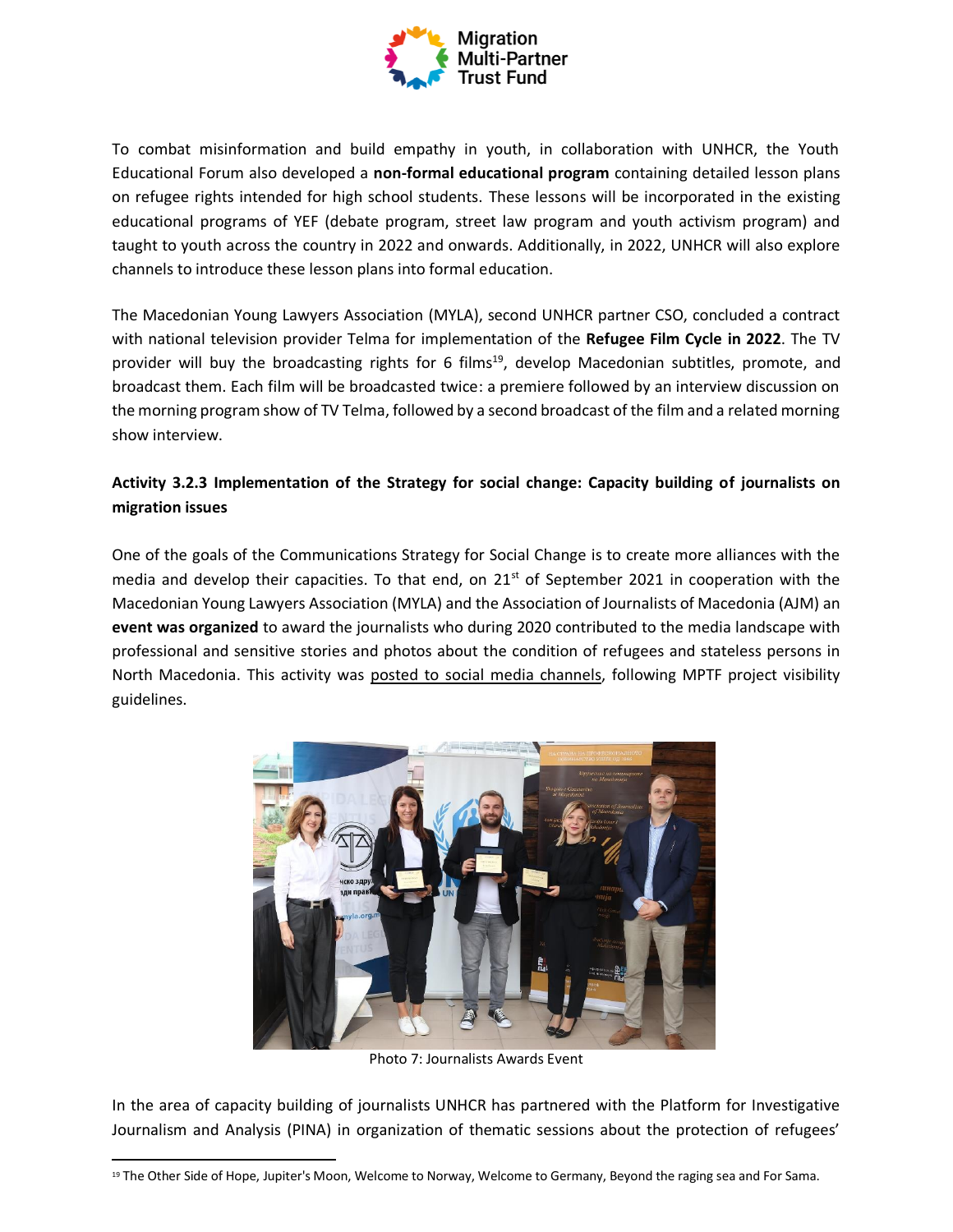To combat misinformation and build empathy in youth, in collaboration with UNHCR, the Youth Educational Forum also developed a **non-formal educational program** containing detailed lesson plans on refugee rights intended for high school students. These lessons will be incorporated in the existing educational programs of YEF (debate program, street law program and youth activism program) and taught to youth across the country in 2022 and onwards. Additionally, in 2022, UNHCR will also explore channels to introduce these lesson plans into formal education.

The Macedonian Young Lawyers Association (MYLA), second UNHCR partner CSO, concluded a contract with national television provider Telma for implementation of the **Refugee Film Cycle in 2022**. The TV provider will buy the broadcasting rights for 6 films[19], develop Macedonian subtitles, promote, and broadcast them. Each film will be broadcasted twice: a premiere followed by an interview discussion on the morning program show of TV Telma, followed by a second broadcast of the film and a related morning show interview.

**Activity 3.2.3 Implementation of the Strategy for social change: Capacity building of journalists on migration issues**

One of the goals of the Communications Strategy for Social Change is to create more alliances with the media and develop their capacities. To that end, on 21st of September 2021 in cooperation with the Macedonian Young Lawyers Association (MYLA) and the Association of Journalists of Macedonia (AJM) an **event was organized** to award the journalists who during 2020 contributed to the media landscape with professional and sensitive stories and photos about the condition of refugees and stateless persons in North Macedonia. This activity was posted to social media channels, following MPTF project visibility guidelines.

Photo 7: Journalists Awards Event

In the area of capacity building of journalists UNHCR has partnered with the Platform for Investigative Journalism and Analysis (PINA) in organization of thematic sessions about the protection of refugees'

[19] The Other Side of Hope, Jupiter's Moon, Welcome to Norway, Welcome to Germany, Beyond the raging sea and For Sama.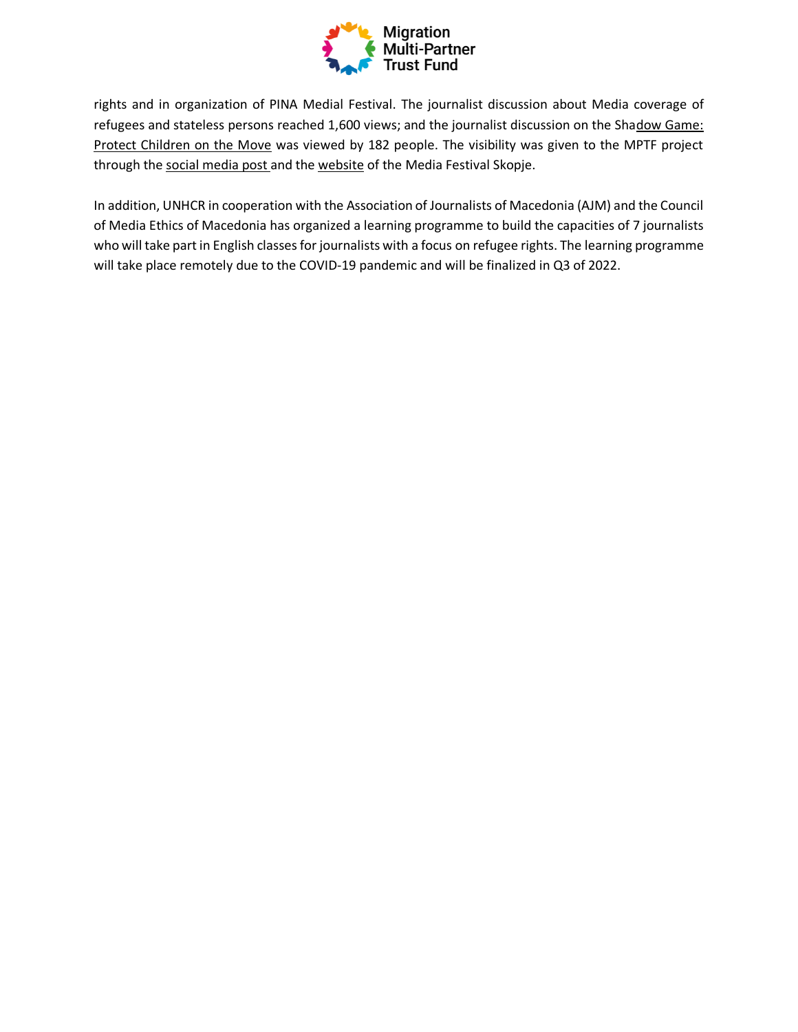rights and in organization of PINA Medial Festival. The journalist discussion about Media coverage of refugees and stateless persons reached 1,600 views; and the journalist discussion on the Shadow Game: Protect Children on the Move was viewed by 182 people. The visibility was given to the MPTF project through the social media post and the website of the Media Festival Skopje.

In addition, UNHCR in cooperation with the Association of Journalists of Macedonia (AJM) and the Council of Media Ethics of Macedonia has organized a learning programme to build the capacities of 7 journalists who will take part in English classes for journalists with a focus on refugee rights. The learning programme will take place remotely due to the COVID-19 pandemic and will be finalized in Q3 of 2022.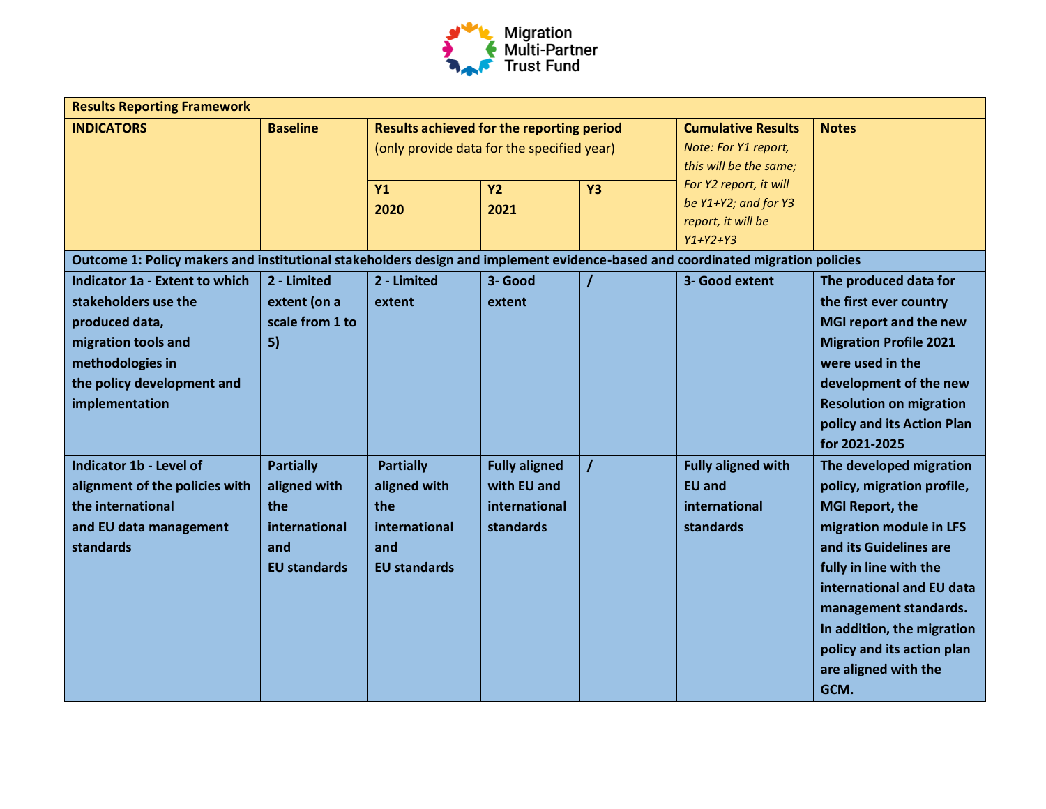| Results Reporting Framework | | | | | | |
|---|---|---|---|---|---|---|
| **INDICATORS** | **Baseline** | **Results achieved for the reporting period** (only provide data for the specified year) | | | **Cumulative Results** *Note: For Y1 report, this will be the same; For Y2 report, it will be Y1+Y2; and for Y3 report, it will be Y1+Y2+Y3* | **Notes** |
| | | **Y1 2020** | **Y2 2021** | **Y3** | | |
| **Outcome 1: Policy makers and institutional stakeholders design and implement evidence-based and coordinated migration policies** | | | | | | |
| **Indicator 1a - Extent to which stakeholders use the produced data, migration tools and methodologies in the policy development and implementation** | **2 - Limited extent (on a scale from 1 to 5)** | **2 - Limited extent** | **3- Good extent** | **/** | **3- Good extent** | **The produced data for the first ever country MGI report and the new Migration Profile 2021 were used in the development of the new Resolution on migration policy and its Action Plan for 2021-2025** |
| **Indicator 1b - Level of alignment of the policies with the international and EU data management standards** | **Partially aligned with the international and EU standards** | **Partially aligned with the international and EU standards** | **Fully aligned with EU and international standards** | **/** | **Fully aligned with EU and international standards** | **The developed migration policy, migration profile, MGI Report, the migration module in LFS and its Guidelines are fully in line with the international and EU data management standards. In addition, the migration policy and its action plan are aligned with the GCM.** |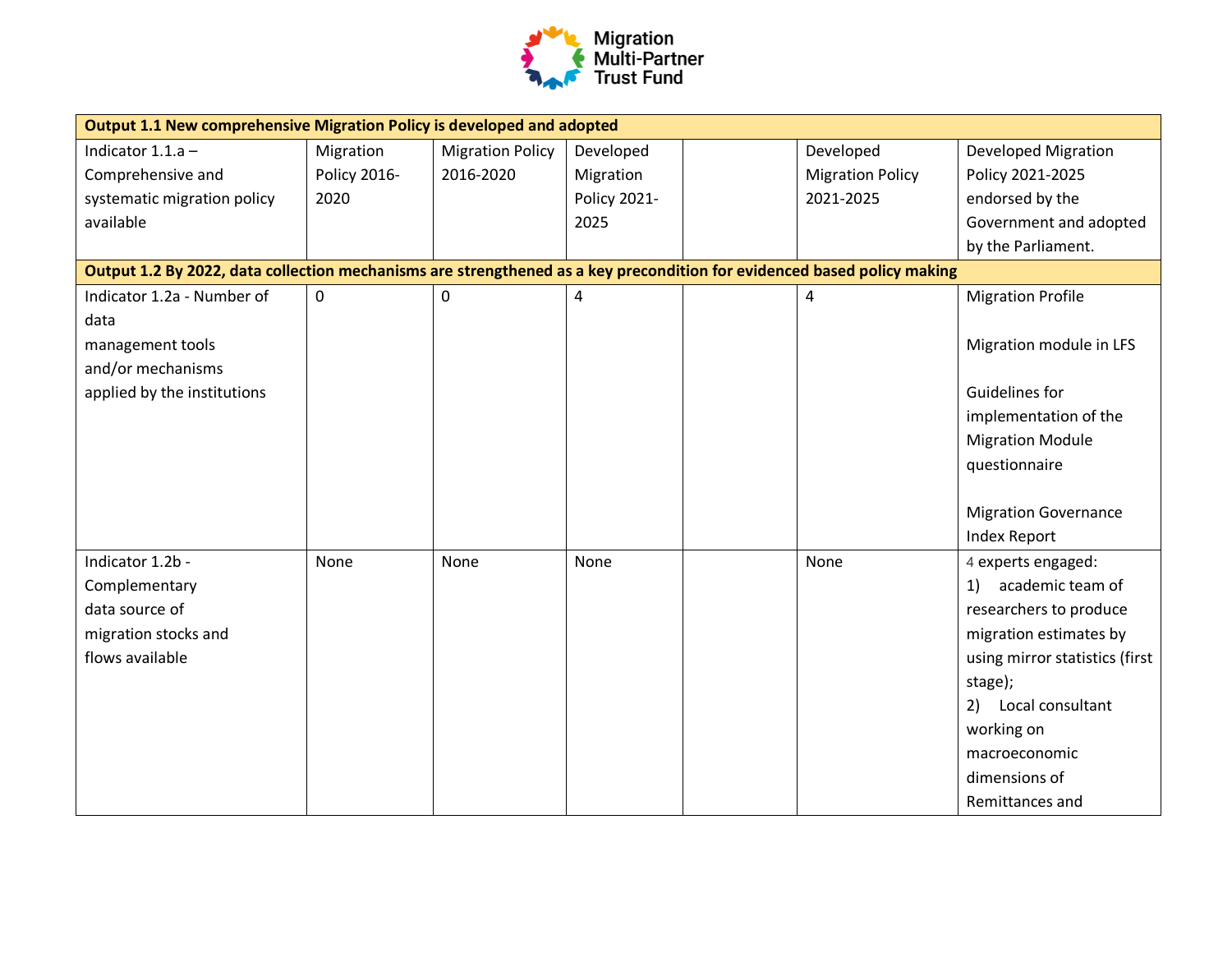| Output 1.1 New comprehensive Migration Policy is developed and adopted | | | | | | |
|---|---|---|---|---|---|---|
| Indicator 1.1.a – Comprehensive and systematic migration policy available | Migration Policy 2016-2020 | Migration Policy 2016-2020 | Developed Migration Policy 2021-2025 | | Developed Migration Policy 2021-2025 | Developed Migration Policy 2021-2025 endorsed by the Government and adopted by the Parliament. |
| **Output 1.2 By 2022, data collection mechanisms are strengthened as a key precondition for evidenced based policy making** | | | | | | |
| Indicator 1.2a - Number of data management tools and/or mechanisms applied by the institutions | 0 | 0 | 4 | | 4 | Migration Profile<br><br>Migration module in LFS<br><br>Guidelines for implementation of the Migration Module questionnaire<br><br>Migration Governance Index Report |
| Indicator 1.2b - Complementary data source of migration stocks and flows available | None | None | None | | None | 4 experts engaged:<br>1) academic team of researchers to produce migration estimates by using mirror statistics (first stage);<br>2) Local consultant working on macroeconomic dimensions of Remittances and |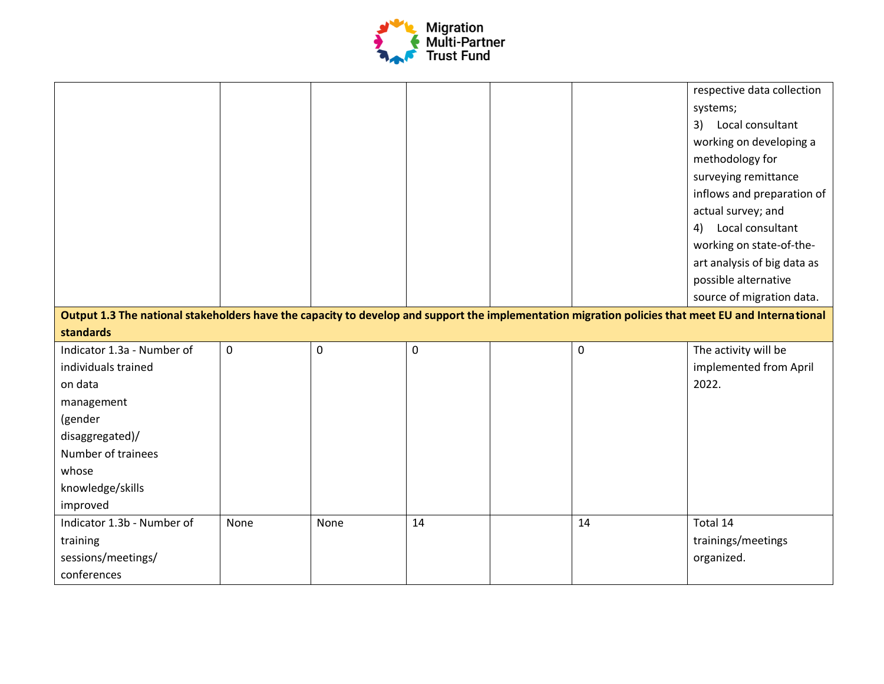| | | | | | | |
|---|---|---|---|---|---|---|
| | | | | | | respective data collection systems;<br>3) Local consultant working on developing a methodology for surveying remittance inflows and preparation of actual survey; and<br>4) Local consultant working on state-of-the-art analysis of big data as possible alternative source of migration data. |
| **Output 1.3 The national stakeholders have the capacity to develop and support the implementation migration policies that meet EU and International standards** | | | | | | |
| Indicator 1.3a - Number of individuals trained on data management (gender disaggregated)/ Number of trainees whose knowledge/skills improved | 0 | 0 | 0 | | 0 | The activity will be implemented from April 2022. |
| Indicator 1.3b - Number of training sessions/meetings/ conferences | None | None | 14 | | 14 | Total 14 trainings/meetings organized. |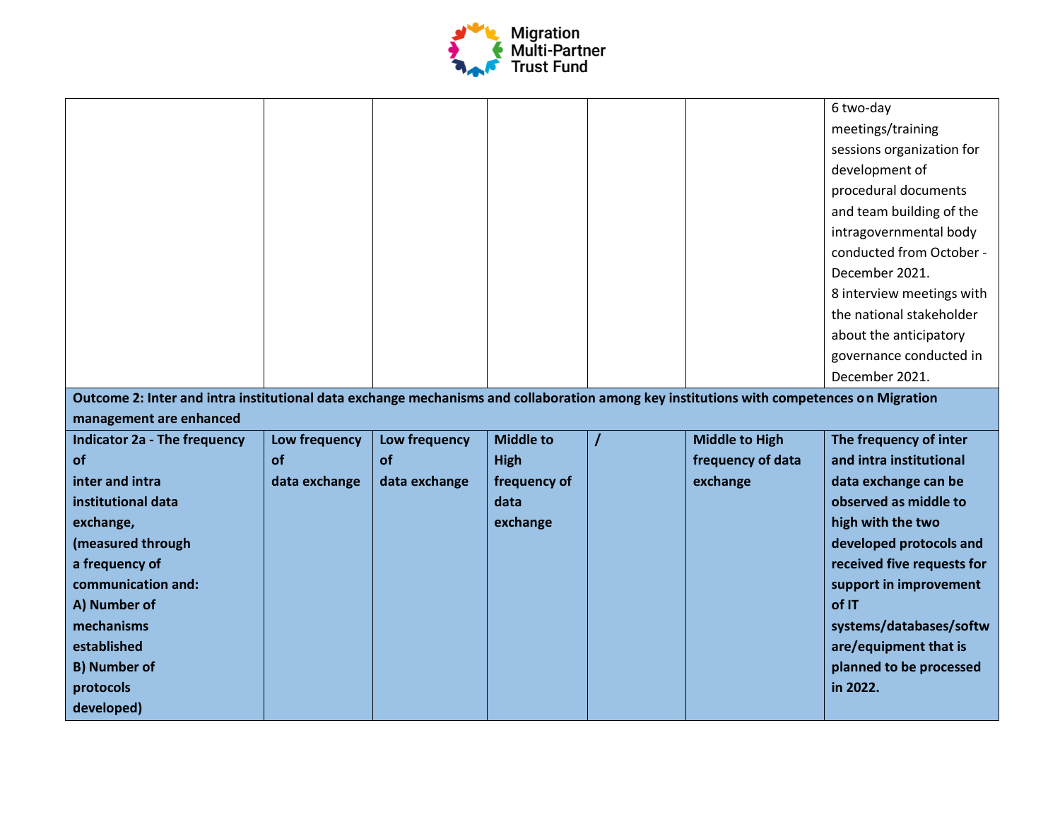| | | | | | | |
|---|---|---|---|---|---|---|
| | | | | | | 6 two-day meetings/training sessions organization for development of procedural documents and team building of the intragovernmental body conducted from October - December 2021.<br>8 interview meetings with the national stakeholder about the anticipatory governance conducted in December 2021. |
| **Outcome 2: Inter and intra institutional data exchange mechanisms and collaboration among key institutions with competences on Migration management are enhanced** | | | | | | |
| **Indicator 2a - The frequency of inter and intra institutional data exchange, (measured through a frequency of communication and: A) Number of mechanisms established B) Number of protocols developed)** | **Low frequency of data exchange** | **Low frequency of data exchange** | **Middle to High frequency of data exchange** | **/** | **Middle to High frequency of data exchange** | **The frequency of inter and intra institutional data exchange can be observed as middle to high with the two developed protocols and received five requests for support in improvement of IT systems/databases/software/equipment that is planned to be processed in 2022.** |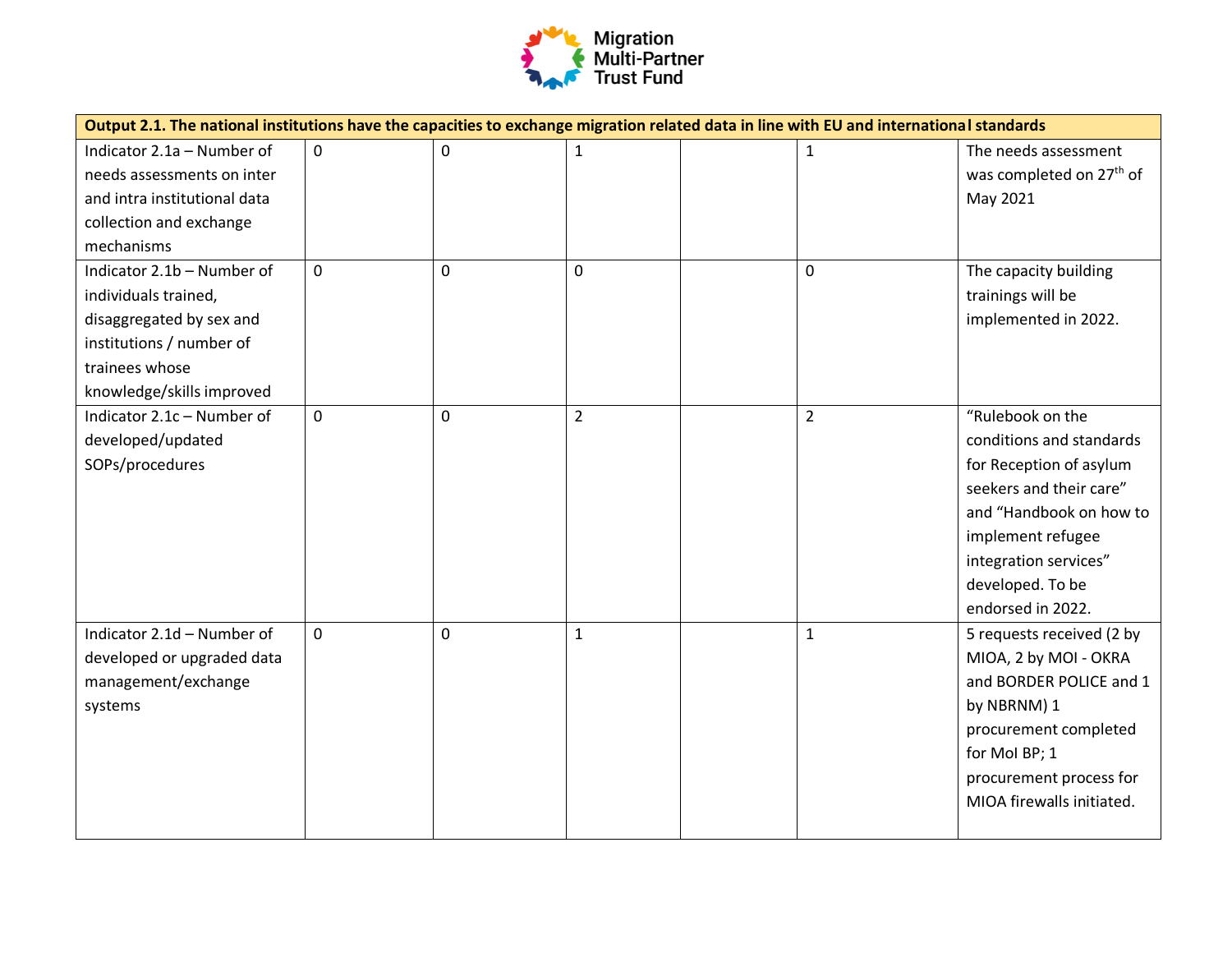| Output 2.1. The national institutions have the capacities to exchange migration related data in line with EU and international standards | | | | | | |
|---|---|---|---|---|---|---|
| Indicator 2.1a – Number of needs assessments on inter and intra institutional data collection and exchange mechanisms | 0 | 0 | 1 | | 1 | The needs assessment was completed on 27th of May 2021 |
| Indicator 2.1b – Number of individuals trained, disaggregated by sex and institutions / number of trainees whose knowledge/skills improved | 0 | 0 | 0 | | 0 | The capacity building trainings will be implemented in 2022. |
| Indicator 2.1c – Number of developed/updated SOPs/procedures | 0 | 0 | 2 | | 2 | "Rulebook on the conditions and standards for Reception of asylum seekers and their care" and "Handbook on how to implement refugee integration services" developed. To be endorsed in 2022. |
| Indicator 2.1d – Number of developed or upgraded data management/exchange systems | 0 | 0 | 1 | | 1 | 5 requests received (2 by MIOA, 2 by MOI - OKRA and BORDER POLICE and 1 by NBRNM) 1 procurement completed for MoI BP; 1 procurement process for MIOA firewalls initiated. |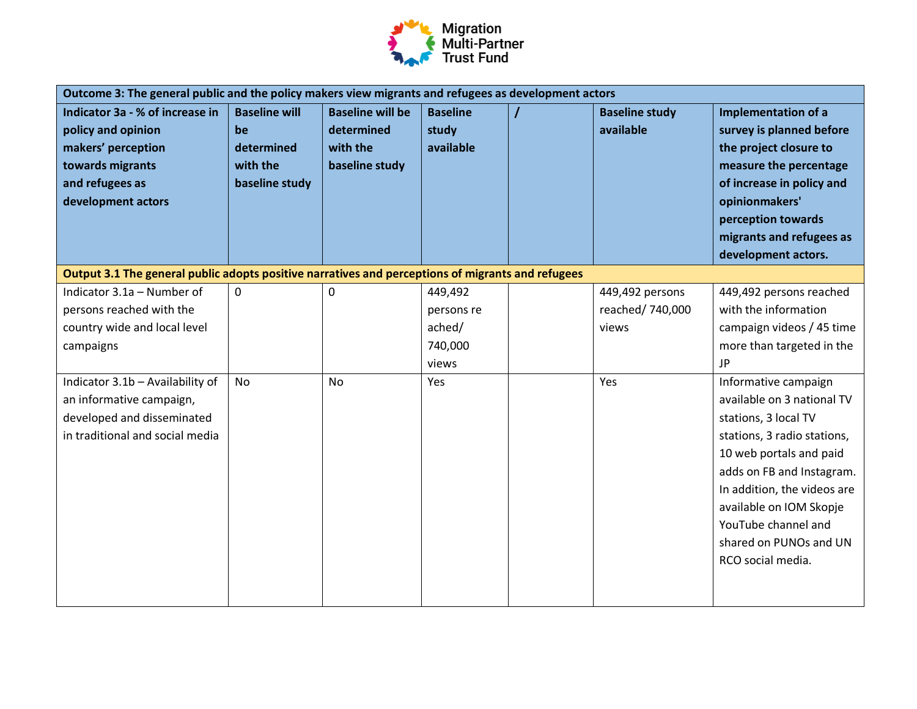| Outcome 3: The general public and the policy makers view migrants and refugees as development actors | | | | | | |
|---|---|---|---|---|---|---|
| **Indicator 3a - % of increase in policy and opinion makers' perception towards migrants and refugees as development actors** | **Baseline will be determined with the baseline study** | **Baseline will be determined with the baseline study** | **Baseline study available** | **/** | **Baseline study available** | **Implementation of a survey is planned before the project closure to measure the percentage of increase in policy and opinionmakers' perception towards migrants and refugees as development actors.** |
| **Output 3.1 The general public adopts positive narratives and perceptions of migrants and refugees** | | | | | | |
| Indicator 3.1a – Number of persons reached with the country wide and local level campaigns | 0 | 0 | 449,492 persons re ached/ 740,000 views | | 449,492 persons reached/ 740,000 views | 449,492 persons reached with the information campaign videos / 45 time more than targeted in the JP |
| Indicator 3.1b – Availability of an informative campaign, developed and disseminated in traditional and social media | No | No | Yes | | Yes | Informative campaign available on 3 national TV stations, 3 local TV stations, 3 radio stations, 10 web portals and paid adds on FB and Instagram. In addition, the videos are available on IOM Skopje YouTube channel and shared on PUNOs and UN RCO social media. |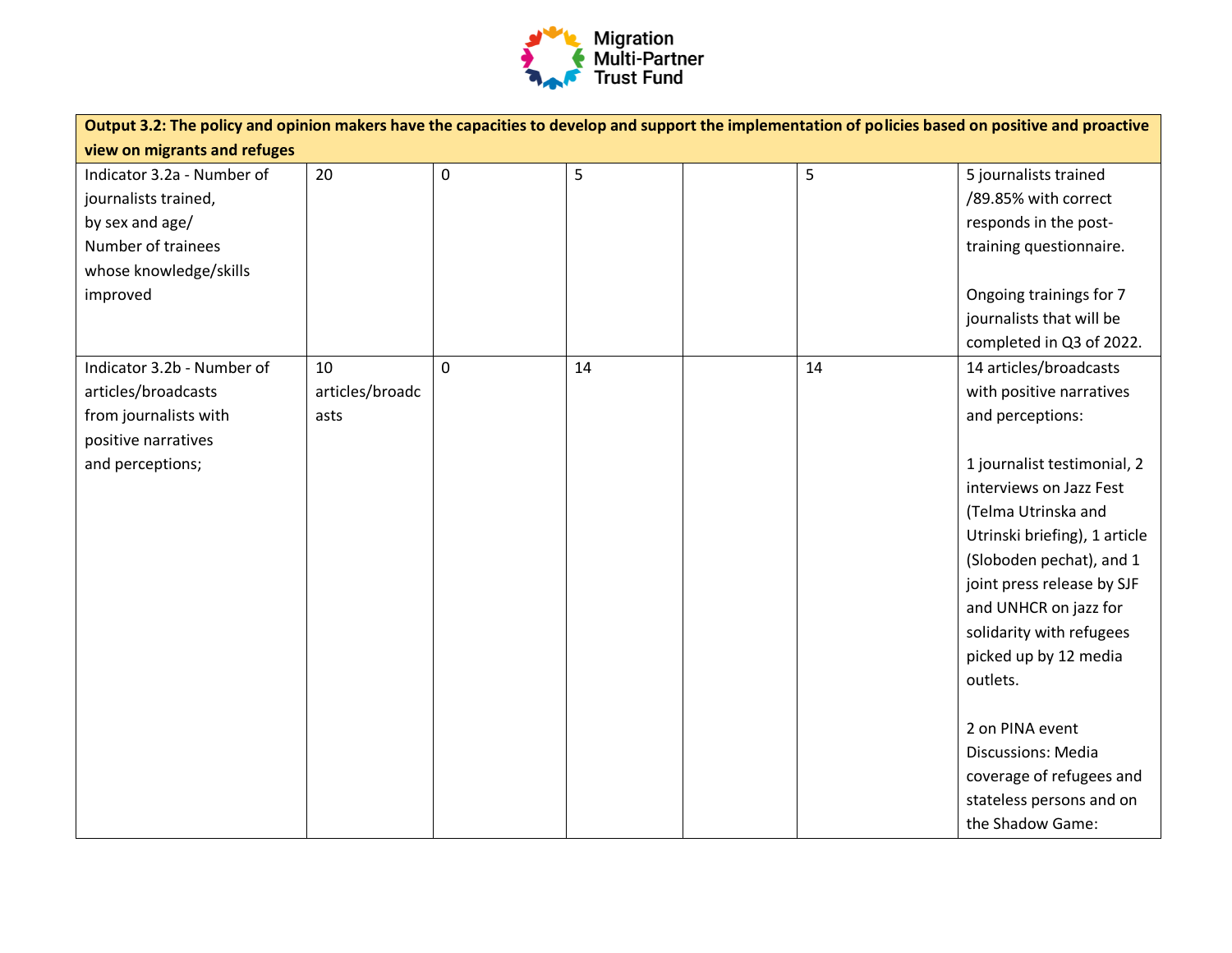| Output 3.2: The policy and opinion makers have the capacities to develop and support the implementation of policies based on positive and proactive view on migrants and refuges | | | | | | |
|---|---|---|---|---|---|---|
| Indicator 3.2a - Number of journalists trained, by sex and age/ Number of trainees whose knowledge/skills improved | 20 | 0 | 5 | | 5 | 5 journalists trained /89.85% with correct responds in the post-training questionnaire.<br><br>Ongoing trainings for 7 journalists that will be completed in Q3 of 2022. |
| Indicator 3.2b - Number of articles/broadcasts from journalists with positive narratives and perceptions; | 10 articles/broadcasts | 0 | 14 | | 14 | 14 articles/broadcasts with positive narratives and perceptions:<br><br>1 journalist testimonial, 2 interviews on Jazz Fest (Telma Utrinska and Utrinski briefing), 1 article (Sloboden pechat), and 1 joint press release by SJF and UNHCR on jazz for solidarity with refugees picked up by 12 media outlets.<br><br>2 on PINA event Discussions: Media coverage of refugees and stateless persons and on the Shadow Game: |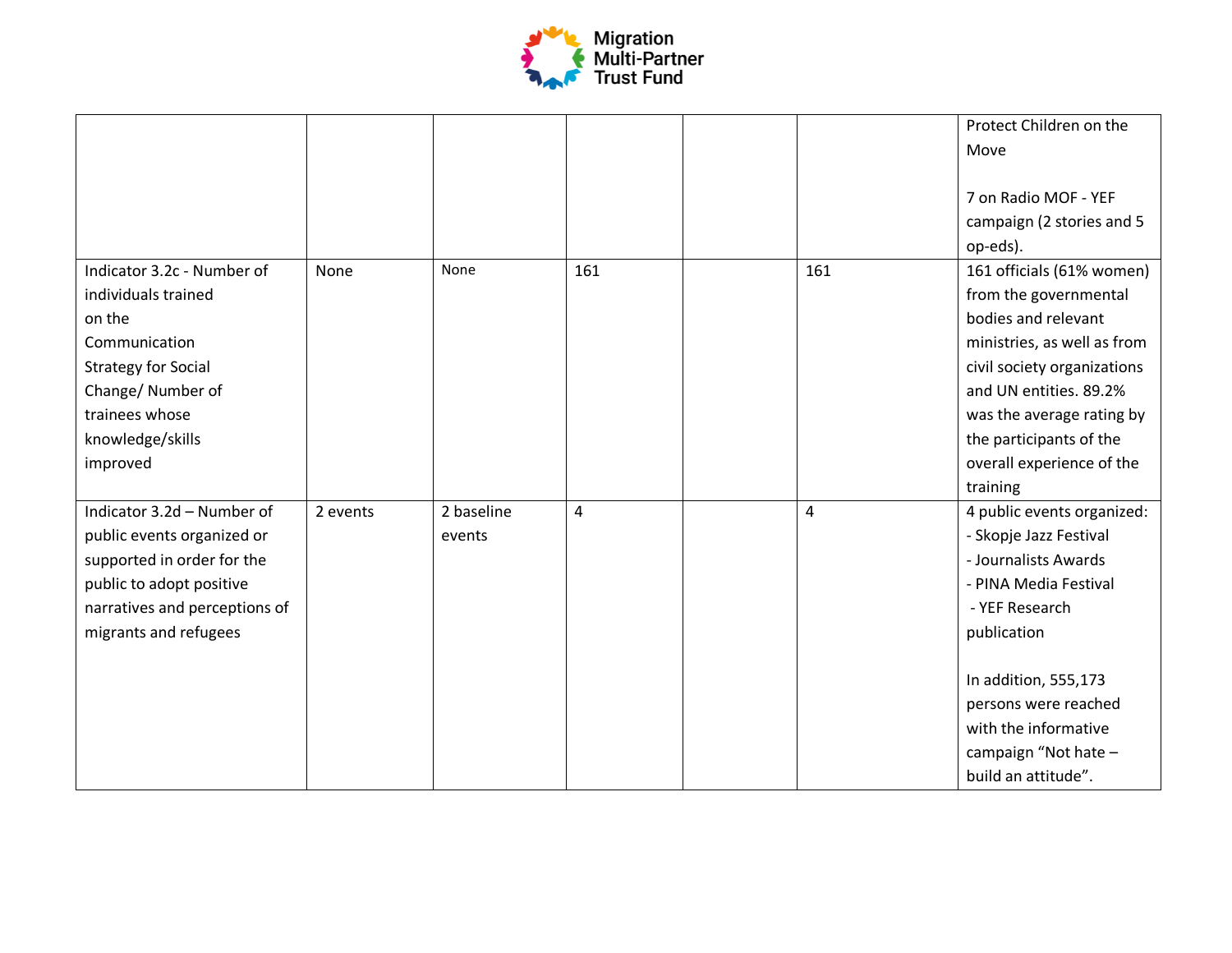| | | | | | | |
|---|---|---|---|---|---|---|
| | | | | | | Protect Children on the Move<br><br>7 on Radio MOF - YEF campaign (2 stories and 5 op-eds). |
| Indicator 3.2c - Number of individuals trained on the Communication Strategy for Social Change/ Number of trainees whose knowledge/skills improved | None | None | 161 | | 161 | 161 officials (61% women) from the governmental bodies and relevant ministries, as well as from civil society organizations and UN entities. 89.2% was the average rating by the participants of the overall experience of the training |
| Indicator 3.2d – Number of public events organized or supported in order for the public to adopt positive narratives and perceptions of migrants and refugees | 2 events | 2 baseline events | 4 | | 4 | 4 public events organized:<br>- Skopje Jazz Festival<br>- Journalists Awards<br>- PINA Media Festival<br>- YEF Research publication<br><br>In addition, 555,173 persons were reached with the informative campaign "Not hate – build an attitude". |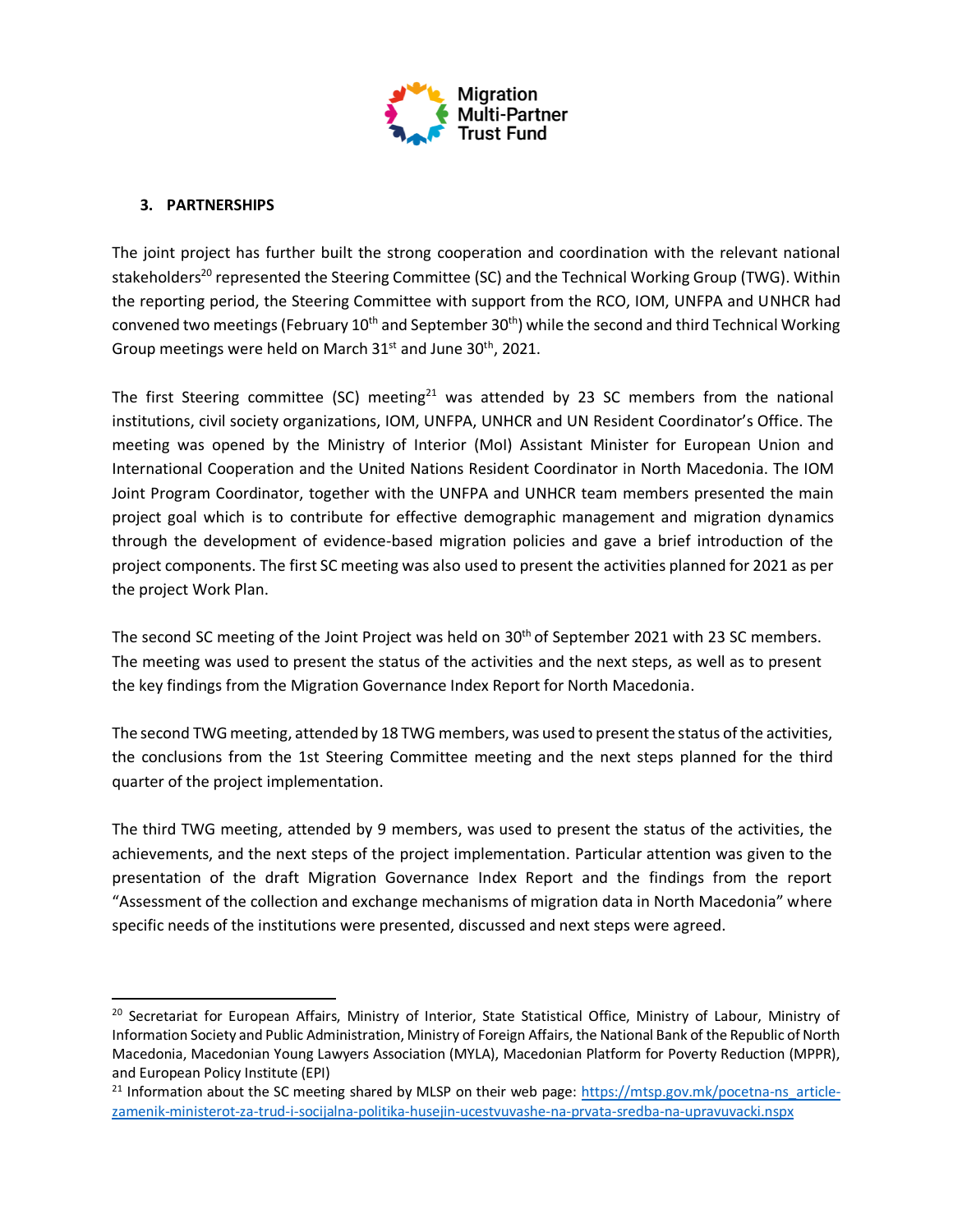### 3. PARTNERSHIPS

The joint project has further built the strong cooperation and coordination with the relevant national stakeholders[20] represented the Steering Committee (SC) and the Technical Working Group (TWG). Within the reporting period, the Steering Committee with support from the RCO, IOM, UNFPA and UNHCR had convened two meetings (February 10th and September 30th) while the second and third Technical Working Group meetings were held on March 31st and June 30th, 2021.

The first Steering committee (SC) meeting[21] was attended by 23 SC members from the national institutions, civil society organizations, IOM, UNFPA, UNHCR and UN Resident Coordinator's Office. The meeting was opened by the Ministry of Interior (MoI) Assistant Minister for European Union and International Cooperation and the United Nations Resident Coordinator in North Macedonia. The IOM Joint Program Coordinator, together with the UNFPA and UNHCR team members presented the main project goal which is to contribute for effective demographic management and migration dynamics through the development of evidence-based migration policies and gave a brief introduction of the project components. The first SC meeting was also used to present the activities planned for 2021 as per the project Work Plan.

The second SC meeting of the Joint Project was held on 30th of September 2021 with 23 SC members. The meeting was used to present the status of the activities and the next steps, as well as to present the key findings from the Migration Governance Index Report for North Macedonia.

The second TWG meeting, attended by 18 TWG members, was used to present the status of the activities, the conclusions from the 1st Steering Committee meeting and the next steps planned for the third quarter of the project implementation.

The third TWG meeting, attended by 9 members, was used to present the status of the activities, the achievements, and the next steps of the project implementation. Particular attention was given to the presentation of the draft Migration Governance Index Report and the findings from the report "Assessment of the collection and exchange mechanisms of migration data in North Macedonia" where specific needs of the institutions were presented, discussed and next steps were agreed.

---

[20] Secretariat for European Affairs, Ministry of Interior, State Statistical Office, Ministry of Labour, Ministry of Information Society and Public Administration, Ministry of Foreign Affairs, the National Bank of the Republic of North Macedonia, Macedonian Young Lawyers Association (MYLA), Macedonian Platform for Poverty Reduction (MPPR), and European Policy Institute (EPI)

[21] Information about the SC meeting shared by MLSP on their web page: https://mtsp.gov.mk/pocetna-ns_article-zamenik-ministerot-za-trud-i-socijalna-politika-husejin-ucestvuvashe-na-prvata-sredba-na-upravuvacki.nspx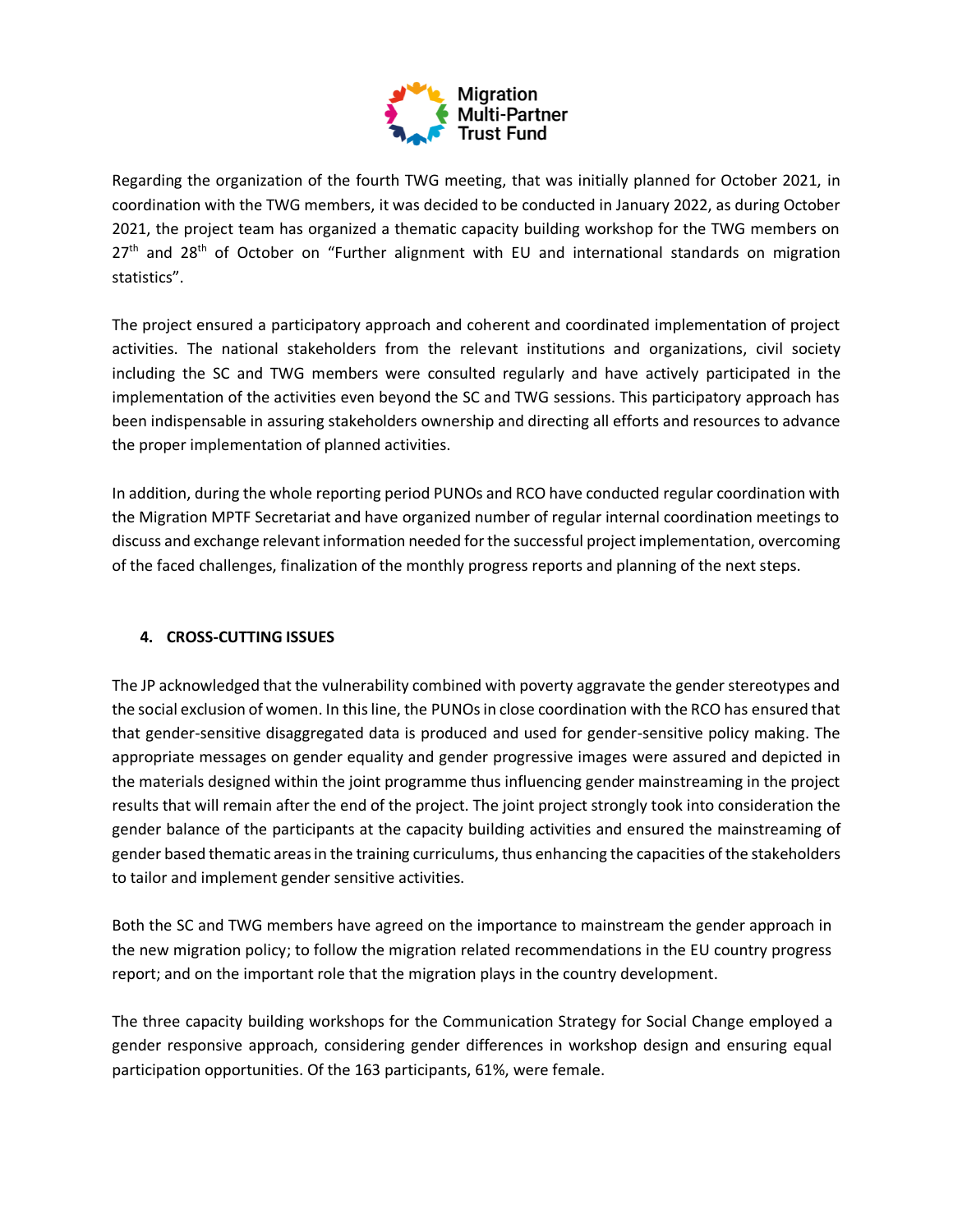Regarding the organization of the fourth TWG meeting, that was initially planned for October 2021, in coordination with the TWG members, it was decided to be conducted in January 2022, as during October 2021, the project team has organized a thematic capacity building workshop for the TWG members on 27th and 28th of October on "Further alignment with EU and international standards on migration statistics".

The project ensured a participatory approach and coherent and coordinated implementation of project activities. The national stakeholders from the relevant institutions and organizations, civil society including the SC and TWG members were consulted regularly and have actively participated in the implementation of the activities even beyond the SC and TWG sessions. This participatory approach has been indispensable in assuring stakeholders ownership and directing all efforts and resources to advance the proper implementation of planned activities.

In addition, during the whole reporting period PUNOs and RCO have conducted regular coordination with the Migration MPTF Secretariat and have organized number of regular internal coordination meetings to discuss and exchange relevant information needed for the successful project implementation, overcoming of the faced challenges, finalization of the monthly progress reports and planning of the next steps.

## 4. CROSS-CUTTING ISSUES

The JP acknowledged that the vulnerability combined with poverty aggravate the gender stereotypes and the social exclusion of women. In this line, the PUNOs in close coordination with the RCO has ensured that that gender-sensitive disaggregated data is produced and used for gender-sensitive policy making. The appropriate messages on gender equality and gender progressive images were assured and depicted in the materials designed within the joint programme thus influencing gender mainstreaming in the project results that will remain after the end of the project. The joint project strongly took into consideration the gender balance of the participants at the capacity building activities and ensured the mainstreaming of gender based thematic areas in the training curriculums, thus enhancing the capacities of the stakeholders to tailor and implement gender sensitive activities.

Both the SC and TWG members have agreed on the importance to mainstream the gender approach in the new migration policy; to follow the migration related recommendations in the EU country progress report; and on the important role that the migration plays in the country development.

The three capacity building workshops for the Communication Strategy for Social Change employed a gender responsive approach, considering gender differences in workshop design and ensuring equal participation opportunities. Of the 163 participants, 61%, were female.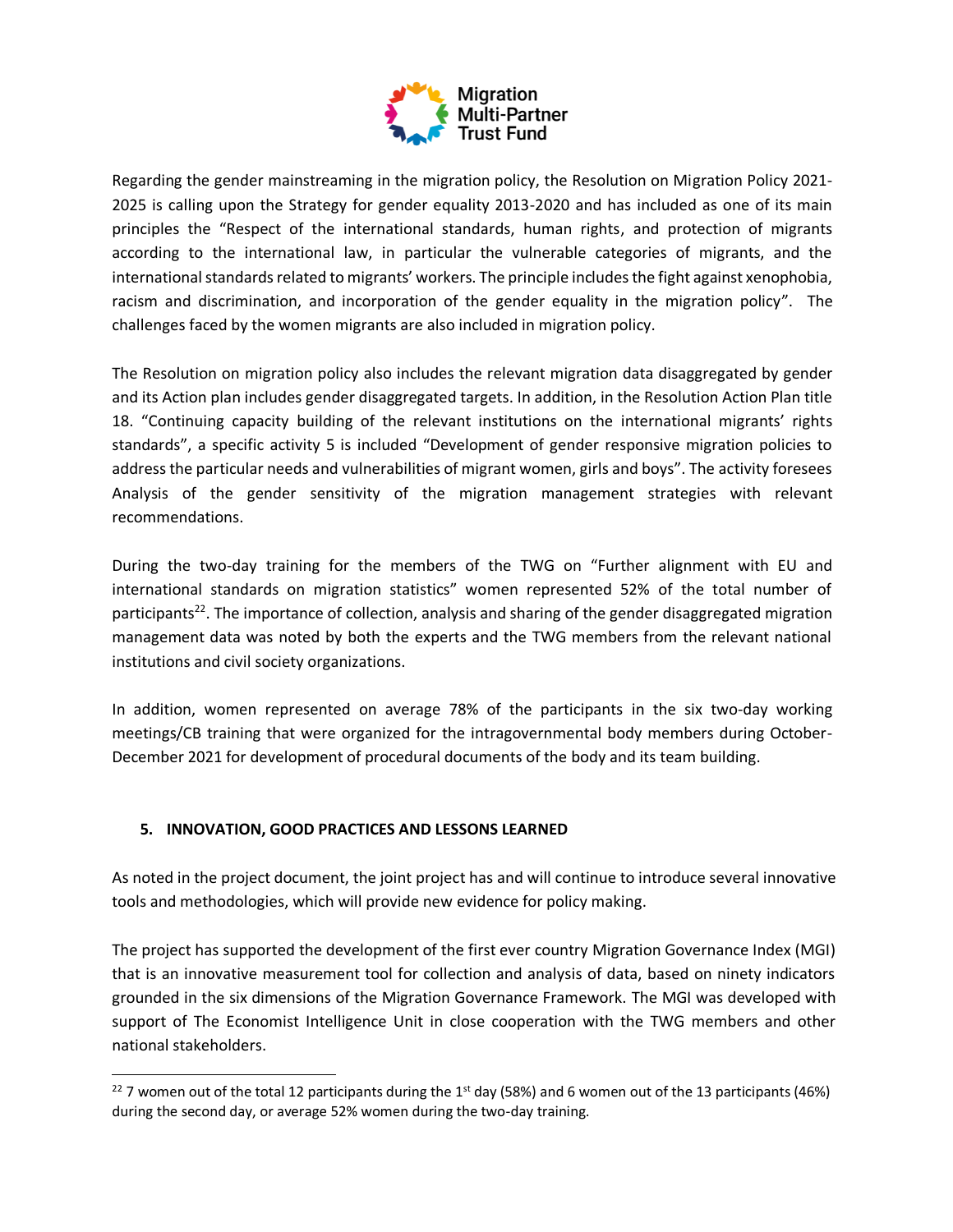Regarding the gender mainstreaming in the migration policy, the Resolution on Migration Policy 2021-2025 is calling upon the Strategy for gender equality 2013-2020 and has included as one of its main principles the "Respect of the international standards, human rights, and protection of migrants according to the international law, in particular the vulnerable categories of migrants, and the international standards related to migrants' workers. The principle includes the fight against xenophobia, racism and discrimination, and incorporation of the gender equality in the migration policy". The challenges faced by the women migrants are also included in migration policy.

The Resolution on migration policy also includes the relevant migration data disaggregated by gender and its Action plan includes gender disaggregated targets. In addition, in the Resolution Action Plan title 18. "Continuing capacity building of the relevant institutions on the international migrants' rights standards", a specific activity 5 is included "Development of gender responsive migration policies to address the particular needs and vulnerabilities of migrant women, girls and boys". The activity foresees Analysis of the gender sensitivity of the migration management strategies with relevant recommendations.

During the two-day training for the members of the TWG on "Further alignment with EU and international standards on migration statistics" women represented 52% of the total number of participants[22]. The importance of collection, analysis and sharing of the gender disaggregated migration management data was noted by both the experts and the TWG members from the relevant national institutions and civil society organizations.

In addition, women represented on average 78% of the participants in the six two-day working meetings/CB training that were organized for the intragovernmental body members during October-December 2021 for development of procedural documents of the body and its team building.

## 5. INNOVATION, GOOD PRACTICES AND LESSONS LEARNED

As noted in the project document, the joint project has and will continue to introduce several innovative tools and methodologies, which will provide new evidence for policy making.

The project has supported the development of the first ever country Migration Governance Index (MGI) that is an innovative measurement tool for collection and analysis of data, based on ninety indicators grounded in the six dimensions of the Migration Governance Framework. The MGI was developed with support of The Economist Intelligence Unit in close cooperation with the TWG members and other national stakeholders.

[22] 7 women out of the total 12 participants during the 1st day (58%) and 6 women out of the 13 participants (46%) during the second day, or average 52% women during the two-day training.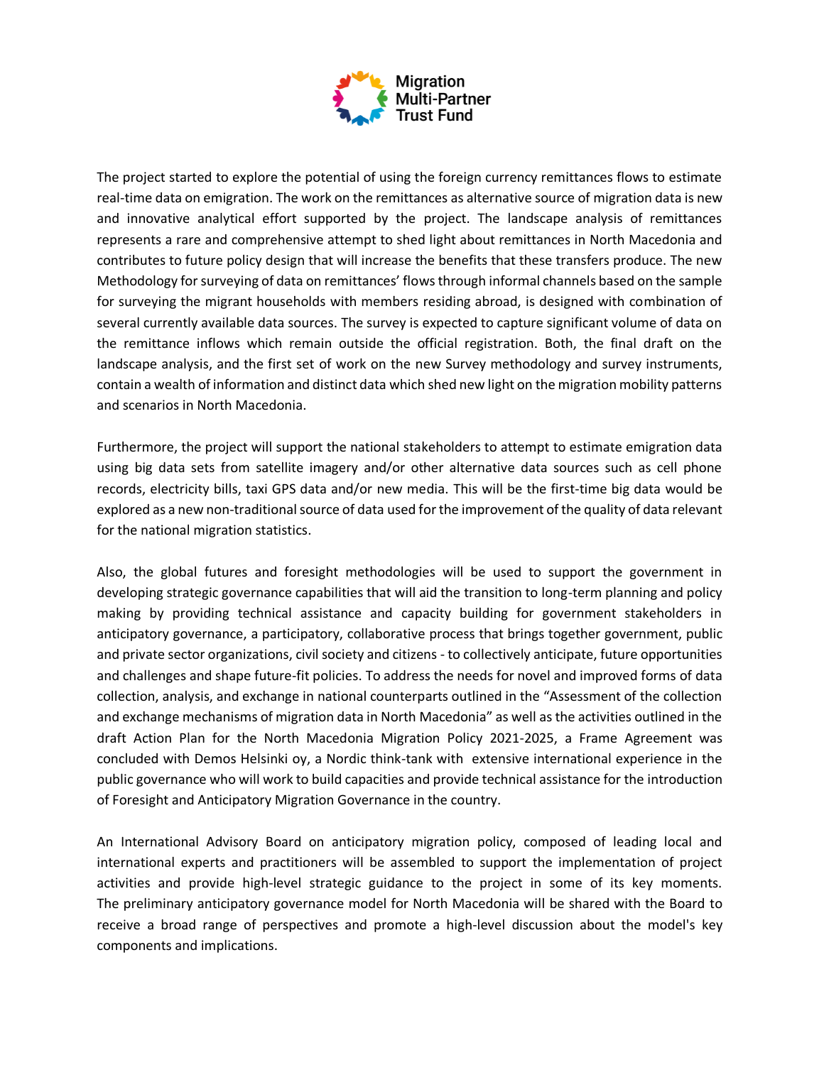The project started to explore the potential of using the foreign currency remittances flows to estimate real-time data on emigration. The work on the remittances as alternative source of migration data is new and innovative analytical effort supported by the project. The landscape analysis of remittances represents a rare and comprehensive attempt to shed light about remittances in North Macedonia and contributes to future policy design that will increase the benefits that these transfers produce. The new Methodology for surveying of data on remittances' flows through informal channels based on the sample for surveying the migrant households with members residing abroad, is designed with combination of several currently available data sources. The survey is expected to capture significant volume of data on the remittance inflows which remain outside the official registration. Both, the final draft on the landscape analysis, and the first set of work on the new Survey methodology and survey instruments, contain a wealth of information and distinct data which shed new light on the migration mobility patterns and scenarios in North Macedonia.

Furthermore, the project will support the national stakeholders to attempt to estimate emigration data using big data sets from satellite imagery and/or other alternative data sources such as cell phone records, electricity bills, taxi GPS data and/or new media. This will be the first-time big data would be explored as a new non-traditional source of data used for the improvement of the quality of data relevant for the national migration statistics.

Also, the global futures and foresight methodologies will be used to support the government in developing strategic governance capabilities that will aid the transition to long-term planning and policy making by providing technical assistance and capacity building for government stakeholders in anticipatory governance, a participatory, collaborative process that brings together government, public and private sector organizations, civil society and citizens - to collectively anticipate, future opportunities and challenges and shape future-fit policies. To address the needs for novel and improved forms of data collection, analysis, and exchange in national counterparts outlined in the "Assessment of the collection and exchange mechanisms of migration data in North Macedonia" as well as the activities outlined in the draft Action Plan for the North Macedonia Migration Policy 2021-2025, a Frame Agreement was concluded with Demos Helsinki oy, a Nordic think-tank with extensive international experience in the public governance who will work to build capacities and provide technical assistance for the introduction of Foresight and Anticipatory Migration Governance in the country.

An International Advisory Board on anticipatory migration policy, composed of leading local and international experts and practitioners will be assembled to support the implementation of project activities and provide high-level strategic guidance to the project in some of its key moments. The preliminary anticipatory governance model for North Macedonia will be shared with the Board to receive a broad range of perspectives and promote a high-level discussion about the model's key components and implications.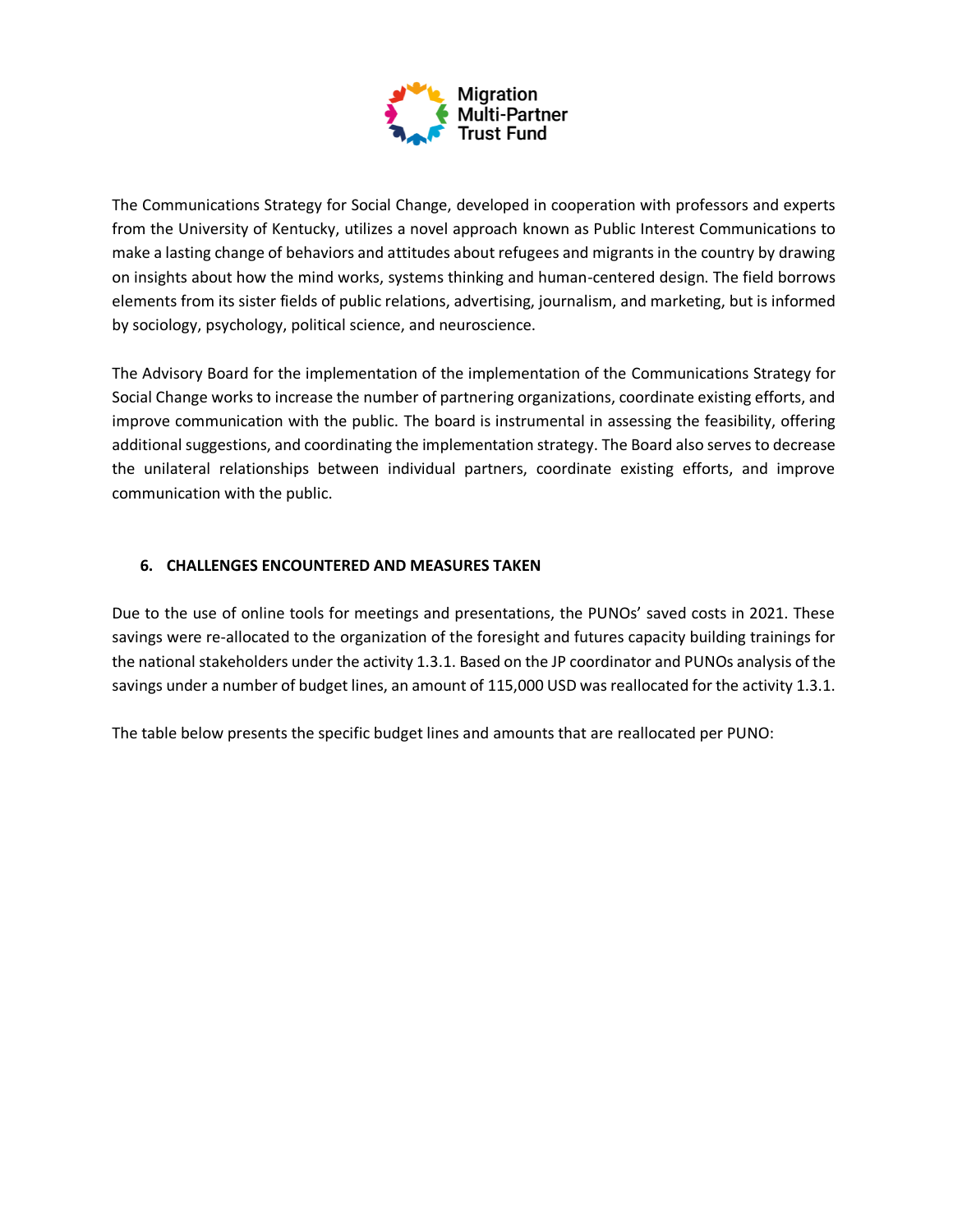The Communications Strategy for Social Change, developed in cooperation with professors and experts from the University of Kentucky, utilizes a novel approach known as Public Interest Communications to make a lasting change of behaviors and attitudes about refugees and migrants in the country by drawing on insights about how the mind works, systems thinking and human-centered design. The field borrows elements from its sister fields of public relations, advertising, journalism, and marketing, but is informed by sociology, psychology, political science, and neuroscience.

The Advisory Board for the implementation of the implementation of the Communications Strategy for Social Change works to increase the number of partnering organizations, coordinate existing efforts, and improve communication with the public. The board is instrumental in assessing the feasibility, offering additional suggestions, and coordinating the implementation strategy. The Board also serves to decrease the unilateral relationships between individual partners, coordinate existing efforts, and improve communication with the public.

## 6. CHALLENGES ENCOUNTERED AND MEASURES TAKEN

Due to the use of online tools for meetings and presentations, the PUNOs' saved costs in 2021. These savings were re-allocated to the organization of the foresight and futures capacity building trainings for the national stakeholders under the activity 1.3.1. Based on the JP coordinator and PUNOs analysis of the savings under a number of budget lines, an amount of 115,000 USD was reallocated for the activity 1.3.1.

The table below presents the specific budget lines and amounts that are reallocated per PUNO: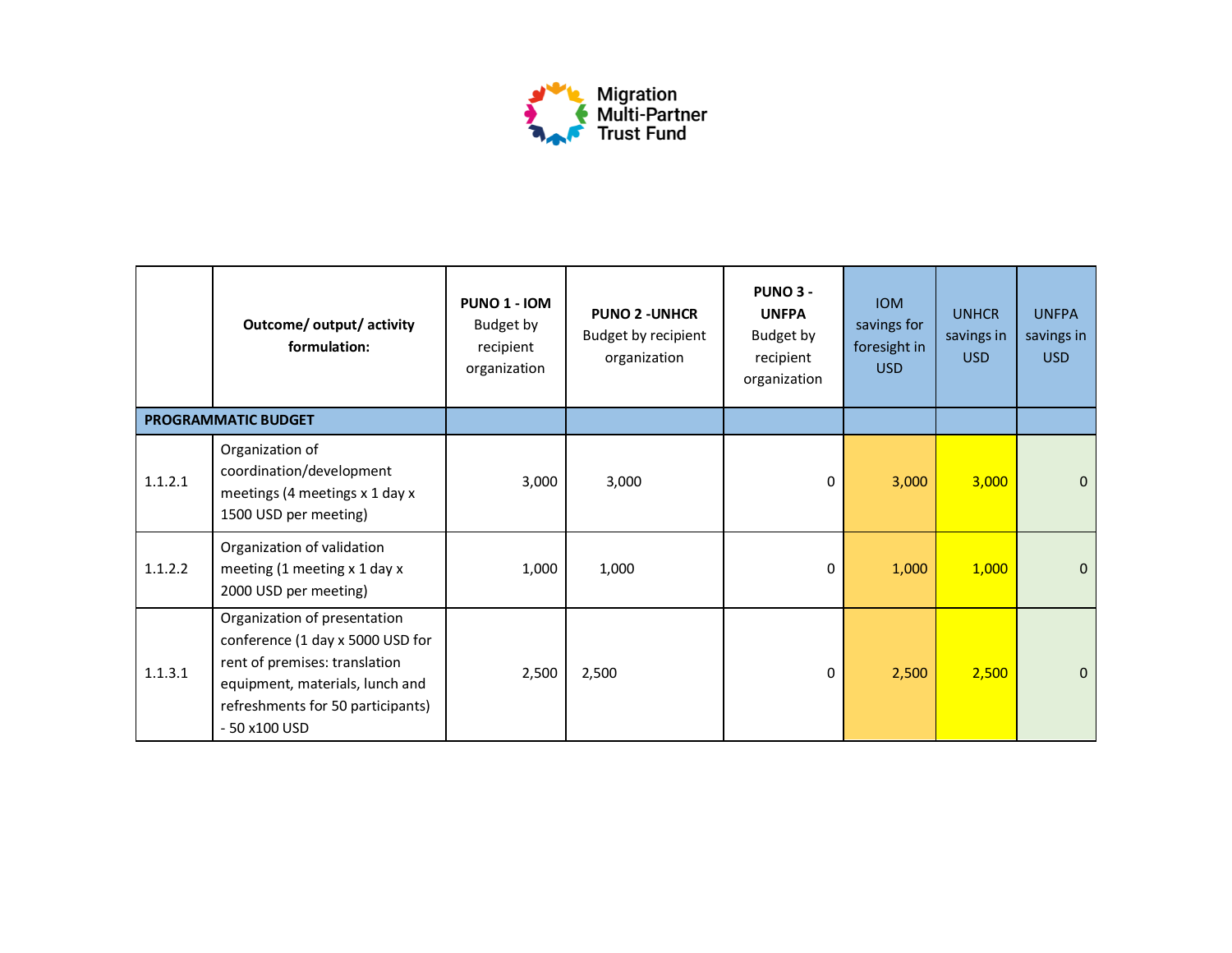Migration Multi-Partner Trust Fund

| | Outcome/ output/ activity formulation: | PUNO 1 - IOM Budget by recipient organization | PUNO 2 -UNHCR Budget by recipient organization | PUNO 3 - UNFPA Budget by recipient organization | IOM savings for foresight in USD | UNHCR savings in USD | UNFPA savings in USD |
|---|---|---|---|---|---|---|---|
| **PROGRAMMATIC BUDGET** | | | | | | | |
| 1.1.2.1 | Organization of coordination/development meetings (4 meetings x 1 day x 1500 USD per meeting) | 3,000 | 3,000 | 0 | 3,000 | 3,000 | 0 |
| 1.1.2.2 | Organization of validation meeting (1 meeting x 1 day x 2000 USD per meeting) | 1,000 | 1,000 | 0 | 1,000 | 1,000 | 0 |
| 1.1.3.1 | Organization of presentation conference (1 day x 5000 USD for rent of premises: translation equipment, materials, lunch and refreshments for 50 participants) - 50 x100 USD | 2,500 | 2,500 | 0 | 2,500 | 2,500 | 0 |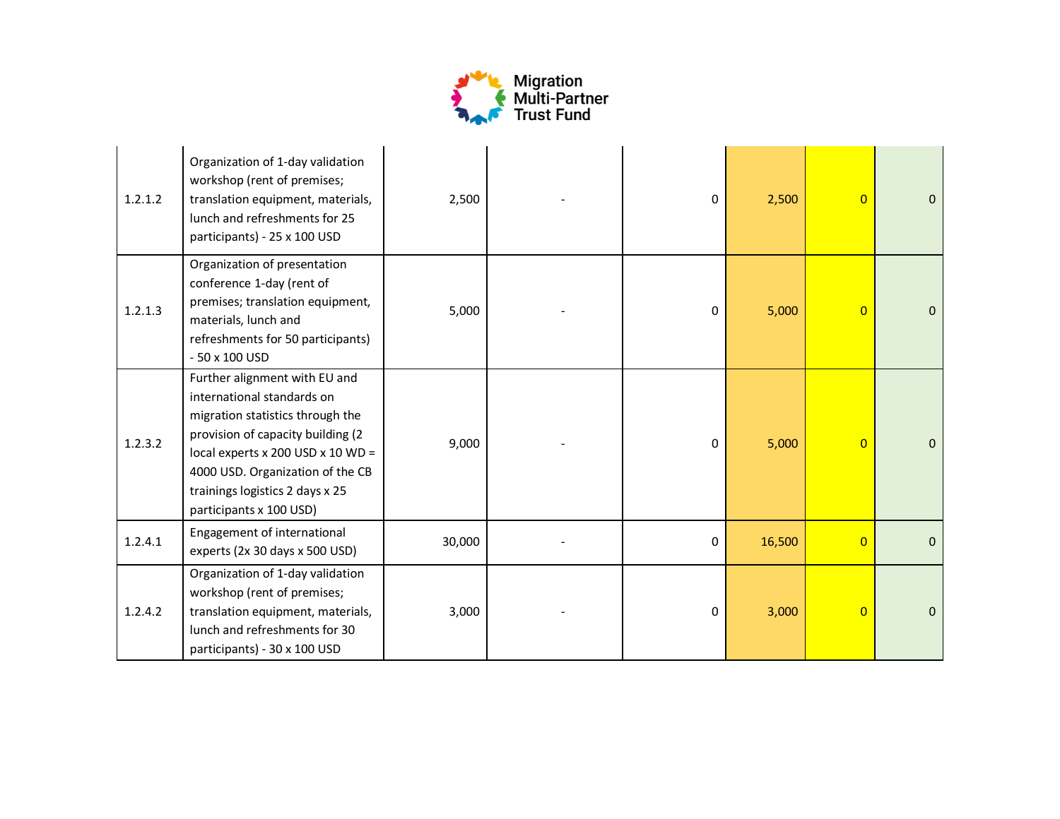| | | | | | | | |
|---|---|---|---|---|---|---|---|
| 1.2.1.2 | Organization of 1-day validation workshop (rent of premises; translation equipment, materials, lunch and refreshments for 25 participants) - 25 x 100 USD | 2,500 | - | 0 | 2,500 | 0 | 0 |
| 1.2.1.3 | Organization of presentation conference 1-day (rent of premises; translation equipment, materials, lunch and refreshments for 50 participants) - 50 x 100 USD | 5,000 | - | 0 | 5,000 | 0 | 0 |
| 1.2.3.2 | Further alignment with EU and international standards on migration statistics through the provision of capacity building (2 local experts x 200 USD x 10 WD = 4000 USD. Organization of the CB trainings logistics 2 days x 25 participants x 100 USD) | 9,000 | - | 0 | 5,000 | 0 | 0 |
| 1.2.4.1 | Engagement of international experts (2x 30 days x 500 USD) | 30,000 | - | 0 | 16,500 | 0 | 0 |
| 1.2.4.2 | Organization of 1-day validation workshop (rent of premises; translation equipment, materials, lunch and refreshments for 30 participants) - 30 x 100 USD | 3,000 | - | 0 | 3,000 | 0 | 0 |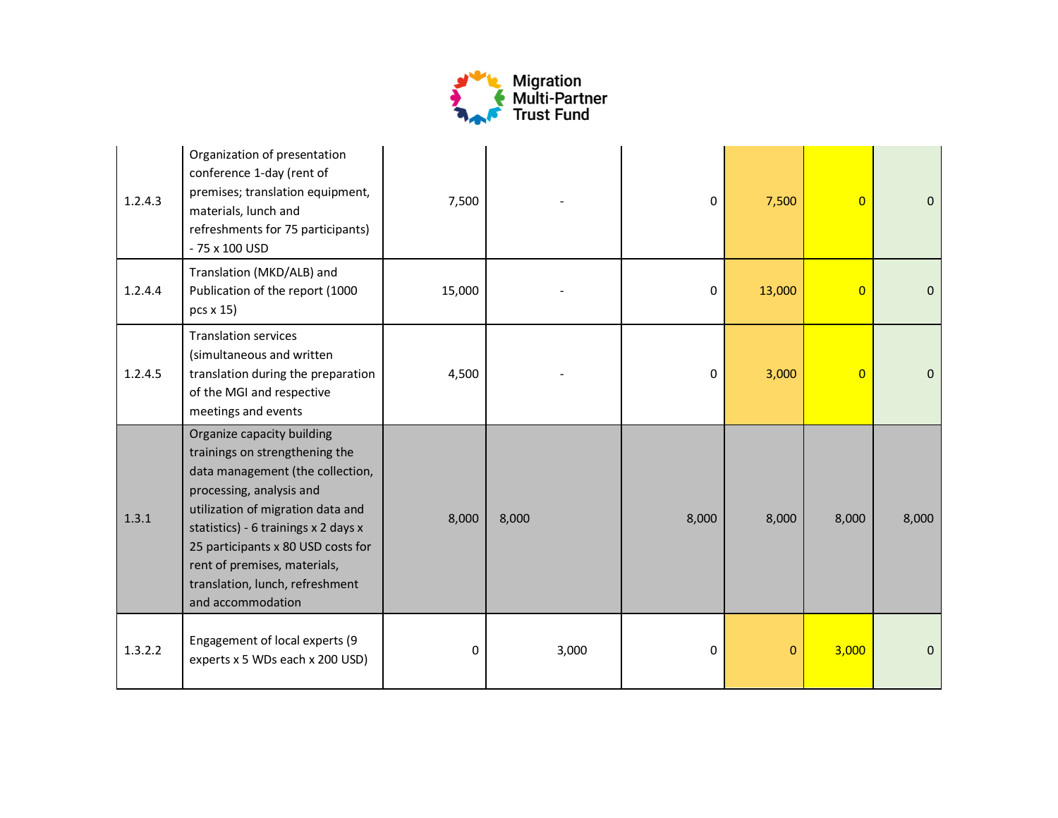| | | | | | | | |
|---|---|---|---|---|---|---|---|
| 1.2.4.3 | Organization of presentation conference 1-day (rent of premises; translation equipment, materials, lunch and refreshments for 75 participants) - 75 x 100 USD | 7,500 | - | 0 | 7,500 | 0 | 0 |
| 1.2.4.4 | Translation (MKD/ALB) and Publication of the report (1000 pcs x 15) | 15,000 | - | 0 | 13,000 | 0 | 0 |
| 1.2.4.5 | Translation services (simultaneous and written translation during the preparation of the MGI and respective meetings and events | 4,500 | - | 0 | 3,000 | 0 | 0 |
| 1.3.1 | Organize capacity building trainings on strengthening the data management (the collection, processing, analysis and utilization of migration data and statistics) - 6 trainings x 2 days x 25 participants x 80 USD costs for rent of premises, materials, translation, lunch, refreshment and accommodation | 8,000 | 8,000 | 8,000 | 8,000 | 8,000 | 8,000 |
| 1.3.2.2 | Engagement of local experts (9 experts x 5 WDs each x 200 USD) | 0 | 3,000 | 0 | 0 | 3,000 | 0 |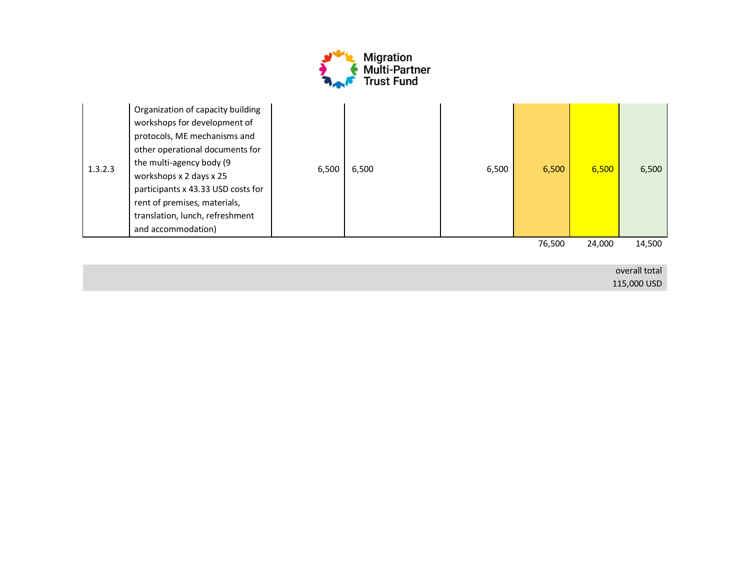| | | | | | | | |
|---|---|---|---|---|---|---|---|
| 1.3.2.3 | Organization of capacity building workshops for development of protocols, ME mechanisms and other operational documents for the multi-agency body (9 workshops x 2 days x 25 participants x 43.33 USD costs for rent of premises, materials, translation, lunch, refreshment and accommodation) | 6,500 | 6,500 | 6,500 | 6,500 | 6,500 | 6,500 |
| | | | | | 76,500 | 24,000 | 14,500 |

overall total
115,000 USD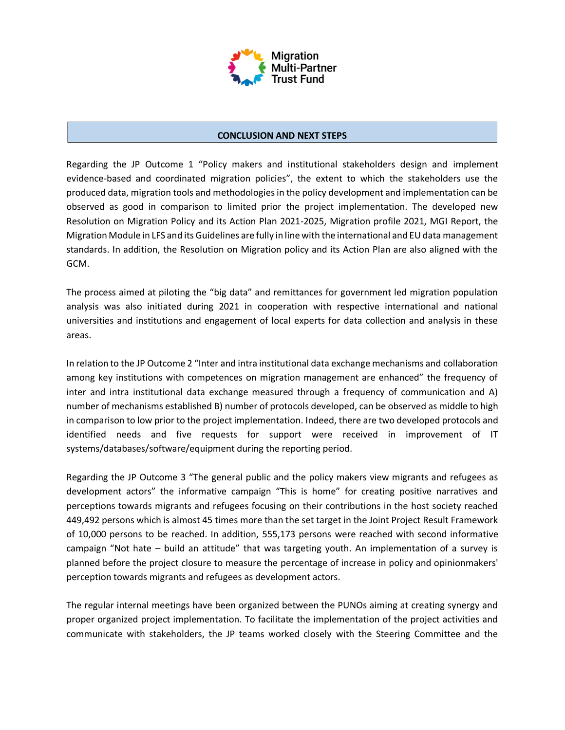## CONCLUSION AND NEXT STEPS

Regarding the JP Outcome 1 “Policy makers and institutional stakeholders design and implement evidence-based and coordinated migration policies”, the extent to which the stakeholders use the produced data, migration tools and methodologies in the policy development and implementation can be observed as good in comparison to limited prior the project implementation. The developed new Resolution on Migration Policy and its Action Plan 2021-2025, Migration profile 2021, MGI Report, the Migration Module in LFS and its Guidelines are fully in line with the international and EU data management standards. In addition, the Resolution on Migration policy and its Action Plan are also aligned with the GCM.

The process aimed at piloting the “big data” and remittances for government led migration population analysis was also initiated during 2021 in cooperation with respective international and national universities and institutions and engagement of local experts for data collection and analysis in these areas.

In relation to the JP Outcome 2 “Inter and intra institutional data exchange mechanisms and collaboration among key institutions with competences on migration management are enhanced” the frequency of inter and intra institutional data exchange measured through a frequency of communication and A) number of mechanisms established B) number of protocols developed, can be observed as middle to high in comparison to low prior to the project implementation. Indeed, there are two developed protocols and identified needs and five requests for support were received in improvement of IT systems/databases/software/equipment during the reporting period.

Regarding the JP Outcome 3 “The general public and the policy makers view migrants and refugees as development actors” the informative campaign “This is home” for creating positive narratives and perceptions towards migrants and refugees focusing on their contributions in the host society reached 449,492 persons which is almost 45 times more than the set target in the Joint Project Result Framework of 10,000 persons to be reached. In addition, 555,173 persons were reached with second informative campaign “Not hate – build an attitude” that was targeting youth. An implementation of a survey is planned before the project closure to measure the percentage of increase in policy and opinionmakers' perception towards migrants and refugees as development actors.

The regular internal meetings have been organized between the PUNOs aiming at creating synergy and proper organized project implementation. To facilitate the implementation of the project activities and communicate with stakeholders, the JP teams worked closely with the Steering Committee and the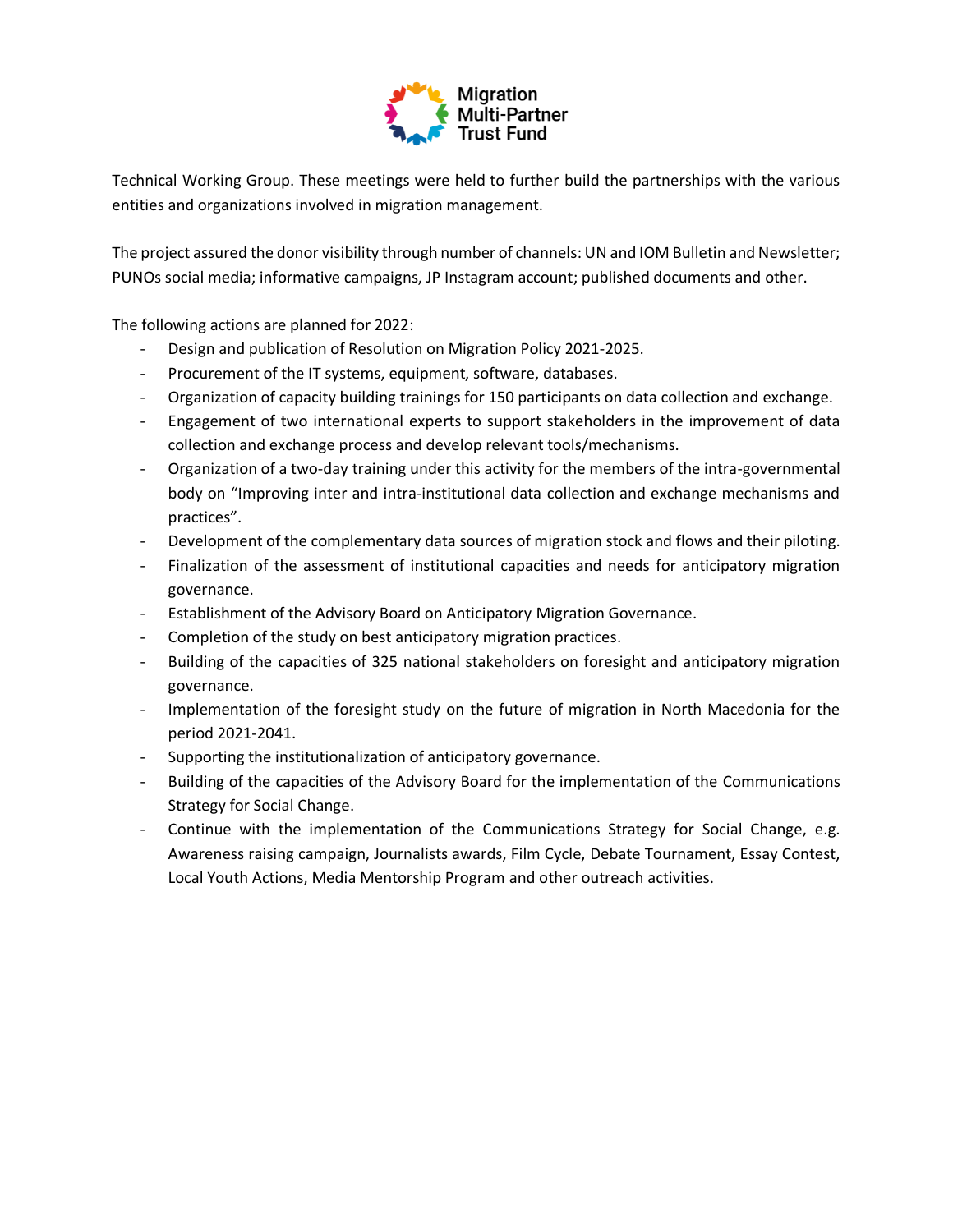Technical Working Group. These meetings were held to further build the partnerships with the various entities and organizations involved in migration management.

The project assured the donor visibility through number of channels: UN and IOM Bulletin and Newsletter; PUNOs social media; informative campaigns, JP Instagram account; published documents and other.

The following actions are planned for 2022:

- Design and publication of Resolution on Migration Policy 2021-2025.
- Procurement of the IT systems, equipment, software, databases.
- Organization of capacity building trainings for 150 participants on data collection and exchange.
- Engagement of two international experts to support stakeholders in the improvement of data collection and exchange process and develop relevant tools/mechanisms.
- Organization of a two-day training under this activity for the members of the intra-governmental body on "Improving inter and intra-institutional data collection and exchange mechanisms and practices".
- Development of the complementary data sources of migration stock and flows and their piloting.
- Finalization of the assessment of institutional capacities and needs for anticipatory migration governance.
- Establishment of the Advisory Board on Anticipatory Migration Governance.
- Completion of the study on best anticipatory migration practices.
- Building of the capacities of 325 national stakeholders on foresight and anticipatory migration governance.
- Implementation of the foresight study on the future of migration in North Macedonia for the period 2021-2041.
- Supporting the institutionalization of anticipatory governance.
- Building of the capacities of the Advisory Board for the implementation of the Communications Strategy for Social Change.
- Continue with the implementation of the Communications Strategy for Social Change, e.g. Awareness raising campaign, Journalists awards, Film Cycle, Debate Tournament, Essay Contest, Local Youth Actions, Media Mentorship Program and other outreach activities.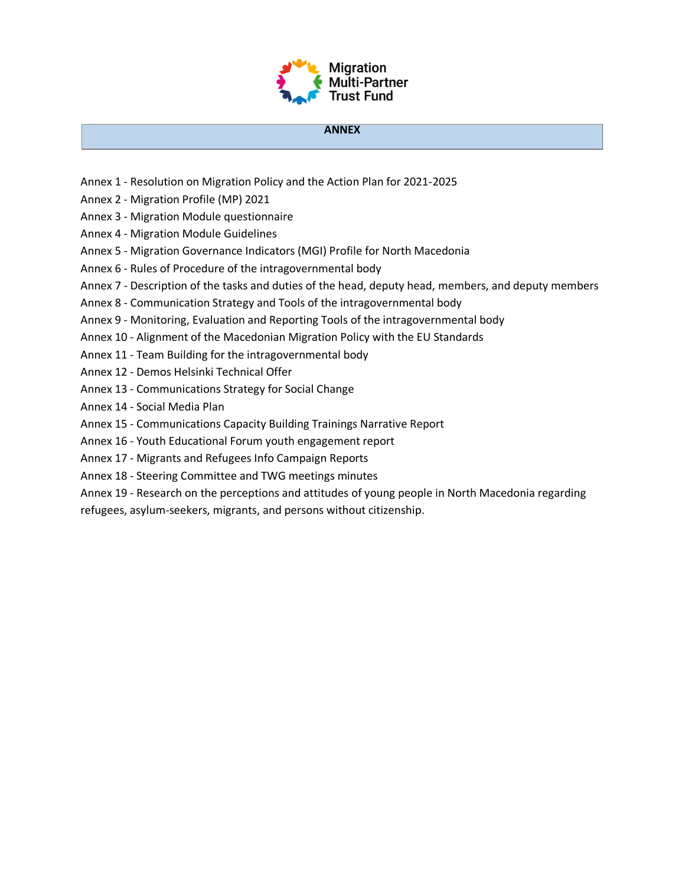Migration Multi-Partner Trust Fund

## ANNEX

Annex 1 - Resolution on Migration Policy and the Action Plan for 2021-2025
Annex 2 - Migration Profile (MP) 2021
Annex 3 - Migration Module questionnaire
Annex 4 - Migration Module Guidelines
Annex 5 - Migration Governance Indicators (MGI) Profile for North Macedonia
Annex 6 - Rules of Procedure of the intragovernmental body
Annex 7 - Description of the tasks and duties of the head, deputy head, members, and deputy members
Annex 8 - Communication Strategy and Tools of the intragovernmental body
Annex 9 - Monitoring, Evaluation and Reporting Tools of the intragovernmental body
Annex 10 - Alignment of the Macedonian Migration Policy with the EU Standards
Annex 11 - Team Building for the intragovernmental body
Annex 12 - Demos Helsinki Technical Offer
Annex 13 - Communications Strategy for Social Change
Annex 14 - Social Media Plan
Annex 15 - Communications Capacity Building Trainings Narrative Report
Annex 16 - Youth Educational Forum youth engagement report
Annex 17 - Migrants and Refugees Info Campaign Reports
Annex 18 - Steering Committee and TWG meetings minutes
Annex 19 - Research on the perceptions and attitudes of young people in North Macedonia regarding refugees, asylum-seekers, migrants, and persons without citizenship.